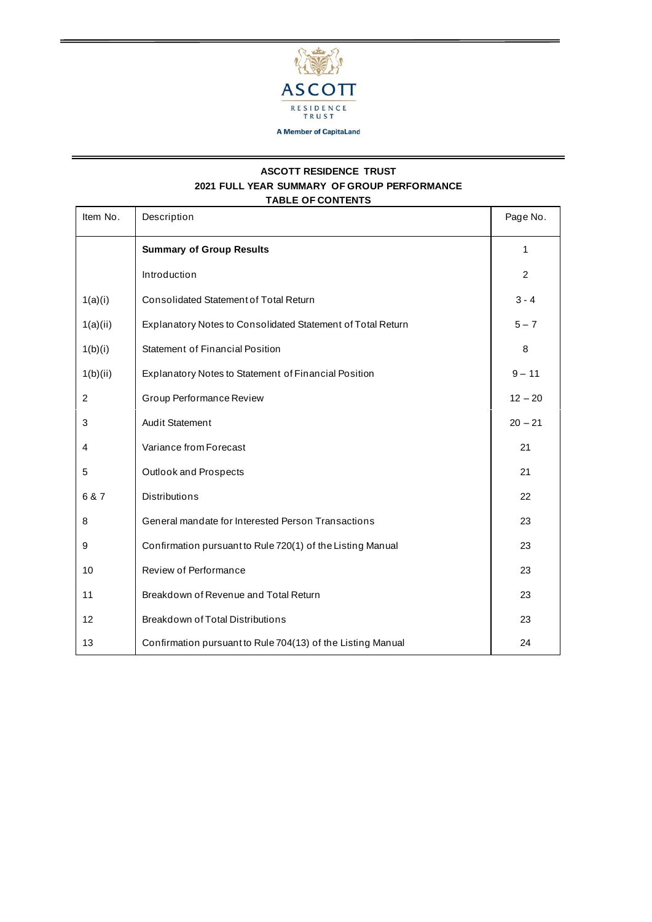ASCOTT RESIDENCE TRUST

A Member of CapitaLand

# ASCOTT RESIDENCE TRUST

## 2021 FULL YEAR SUMMARY OF GROUP PERFORMANCE

### TABLE OF CONTENTS

| Item No. | Description | Page No. |
|---|---|---|
| | **Summary of Group Results** | 1 |
| | Introduction | 2 |
| 1(a)(i) | Consolidated Statement of Total Return | 3 - 4 |
| 1(a)(ii) | Explanatory Notes to Consolidated Statement of Total Return | 5 – 7 |
| 1(b)(i) | Statement of Financial Position | 8 |
| 1(b)(ii) | Explanatory Notes to Statement of Financial Position | 9 – 11 |
| 2 | Group Performance Review | 12 – 20 |
| 3 | Audit Statement | 20 – 21 |
| 4 | Variance from Forecast | 21 |
| 5 | Outlook and Prospects | 21 |
| 6 & 7 | Distributions | 22 |
| 8 | General mandate for Interested Person Transactions | 23 |
| 9 | Confirmation pursuant to Rule 720(1) of the Listing Manual | 23 |
| 10 | Review of Performance | 23 |
| 11 | Breakdown of Revenue and Total Return | 23 |
| 12 | Breakdown of Total Distributions | 23 |
| 13 | Confirmation pursuant to Rule 704(13) of the Listing Manual | 24 |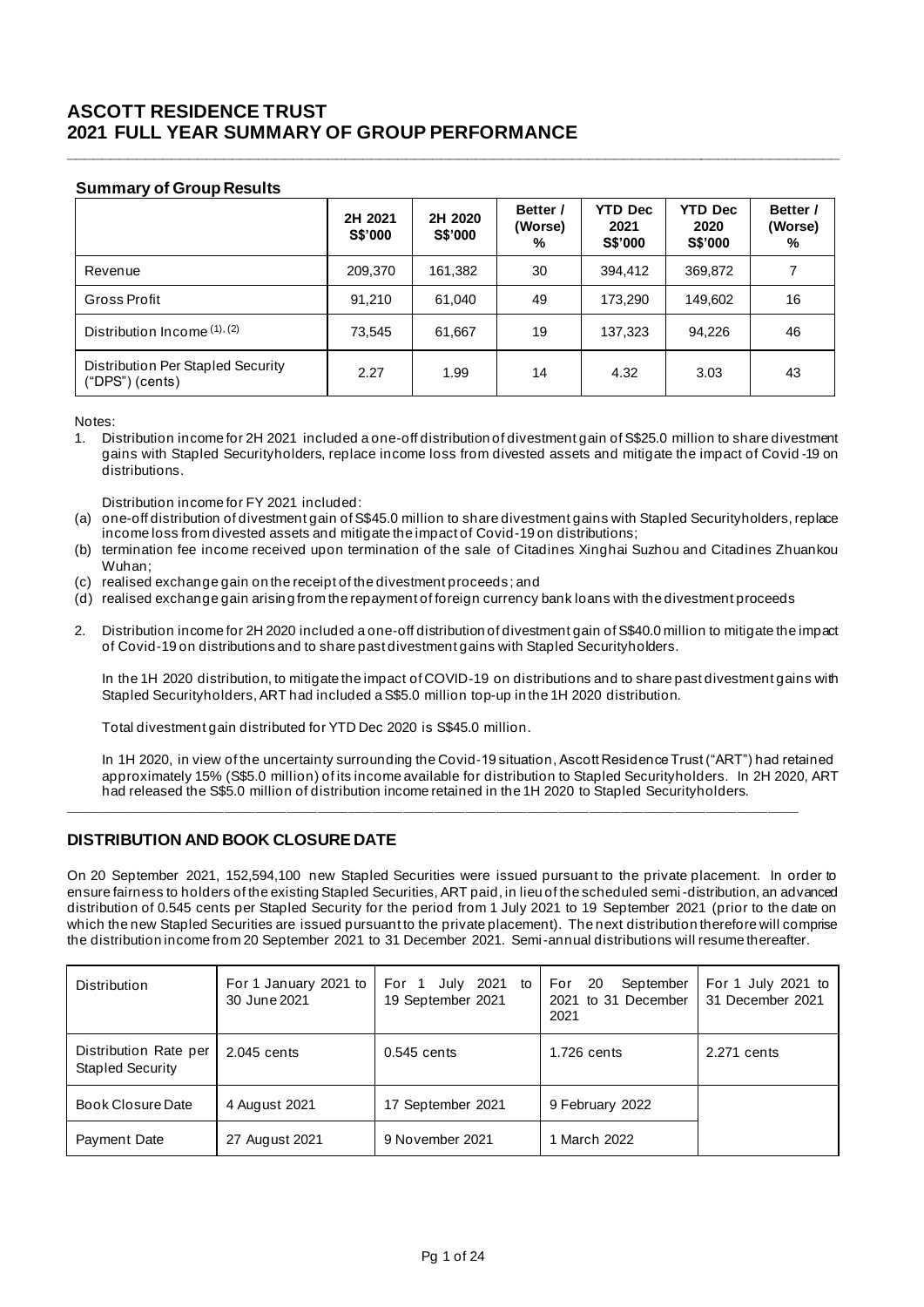# ASCOTT RESIDENCE TRUST
# 2021 FULL YEAR SUMMARY OF GROUP PERFORMANCE

### Summary of Group Results

| | 2H 2021 S$'000 | 2H 2020 S$'000 | Better / (Worse) % | YTD Dec 2021 S$'000 | YTD Dec 2020 S$'000 | Better / (Worse) % |
|---|---|---|---|---|---|---|
| Revenue | 209,370 | 161,382 | 30 | 394,412 | 369,872 | 7 |
| Gross Profit | 91,210 | 61,040 | 49 | 173,290 | 149,602 | 16 |
| Distribution Income (1), (2) | 73,545 | 61,667 | 19 | 137,323 | 94,226 | 46 |
| Distribution Per Stapled Security ("DPS") (cents) | 2.27 | 1.99 | 14 | 4.32 | 3.03 | 43 |

Notes:

1. Distribution income for 2H 2021 included a one-off distribution of divestment gain of S$25.0 million to share divestment gains with Stapled Securityholders, replace income loss from divested assets and mitigate the impact of Covid-19 on distributions.

   Distribution income for FY 2021 included:

   (a) one-off distribution of divestment gain of S$45.0 million to share divestment gains with Stapled Securityholders, replace income loss from divested assets and mitigate the impact of Covid-19 on distributions;

   (b) termination fee income received upon termination of the sale of Citadines Xinghai Suzhou and Citadines Zhuankou Wuhan;

   (c) realised exchange gain on the receipt of the divestment proceeds; and

   (d) realised exchange gain arising from the repayment of foreign currency bank loans with the divestment proceeds

2. Distribution income for 2H 2020 included a one-off distribution of divestment gain of S$40.0 million to mitigate the impact of Covid-19 on distributions and to share past divestment gains with Stapled Securityholders.

   In the 1H 2020 distribution, to mitigate the impact of COVID-19 on distributions and to share past divestment gains with Stapled Securityholders, ART had included a S$5.0 million top-up in the 1H 2020 distribution.

   Total divestment gain distributed for YTD Dec 2020 is S$45.0 million.

   In 1H 2020, in view of the uncertainty surrounding the Covid-19 situation, Ascott Residence Trust ("ART") had retained approximately 15% (S$5.0 million) of its income available for distribution to Stapled Securityholders. In 2H 2020, ART had released the S$5.0 million of distribution income retained in the 1H 2020 to Stapled Securityholders.

## DISTRIBUTION AND BOOK CLOSURE DATE

On 20 September 2021, 152,594,100 new Stapled Securities were issued pursuant to the private placement. In order to ensure fairness to holders of the existing Stapled Securities, ART paid, in lieu of the scheduled semi-distribution, an advanced distribution of 0.545 cents per Stapled Security for the period from 1 July 2021 to 19 September 2021 (prior to the date on which the new Stapled Securities are issued pursuant to the private placement). The next distribution therefore will comprise the distribution income from 20 September 2021 to 31 December 2021. Semi-annual distributions will resume thereafter.

| Distribution | For 1 January 2021 to 30 June 2021 | For 1 July 2021 to 19 September 2021 | For 20 September 2021 to 31 December 2021 | For 1 July 2021 to 31 December 2021 |
|---|---|---|---|---|
| Distribution Rate per Stapled Security | 2.045 cents | 0.545 cents | 1.726 cents | 2.271 cents |
| Book Closure Date | 4 August 2021 | 17 September 2021 | 9 February 2022 | |
| Payment Date | 27 August 2021 | 9 November 2021 | 1 March 2022 | |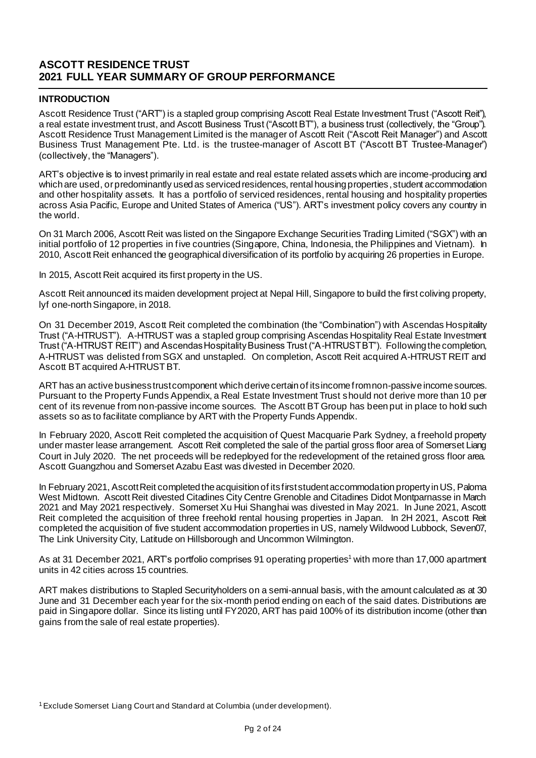# ASCOTT RESIDENCE TRUST
# 2021 FULL YEAR SUMMARY OF GROUP PERFORMANCE

## INTRODUCTION

Ascott Residence Trust ("ART") is a stapled group comprising Ascott Real Estate Investment Trust ("Ascott Reit"), a real estate investment trust, and Ascott Business Trust ("Ascott BT"), a business trust (collectively, the "Group"). Ascott Residence Trust Management Limited is the manager of Ascott Reit ("Ascott Reit Manager") and Ascott Business Trust Management Pte. Ltd. is the trustee-manager of Ascott BT ("Ascott BT Trustee-Manager") (collectively, the "Managers").

ART's objective is to invest primarily in real estate and real estate related assets which are income-producing and which are used, or predominantly used as serviced residences, rental housing properties, student accommodation and other hospitality assets. It has a portfolio of serviced residences, rental housing and hospitality properties across Asia Pacific, Europe and United States of America ("US"). ART's investment policy covers any country in the world.

On 31 March 2006, Ascott Reit was listed on the Singapore Exchange Securities Trading Limited ("SGX") with an initial portfolio of 12 properties in five countries (Singapore, China, Indonesia, the Philippines and Vietnam). In 2010, Ascott Reit enhanced the geographical diversification of its portfolio by acquiring 26 properties in Europe.

In 2015, Ascott Reit acquired its first property in the US.

Ascott Reit announced its maiden development project at Nepal Hill, Singapore to build the first coliving property, lyf one-north Singapore, in 2018.

On 31 December 2019, Ascott Reit completed the combination (the "Combination") with Ascendas Hospitality Trust ("A-HTRUST"). A-HTRUST was a stapled group comprising Ascendas Hospitality Real Estate Investment Trust ("A-HTRUST REIT") and Ascendas Hospitality Business Trust ("A-HTRUST BT"). Following the completion, A-HTRUST was delisted from SGX and unstapled. On completion, Ascott Reit acquired A-HTRUST REIT and Ascott BT acquired A-HTRUST BT.

ART has an active business trust component which derive certain of its income from non-passive income sources. Pursuant to the Property Funds Appendix, a Real Estate Investment Trust should not derive more than 10 per cent of its revenue from non-passive income sources. The Ascott BT Group has been put in place to hold such assets so as to facilitate compliance by ART with the Property Funds Appendix.

In February 2020, Ascott Reit completed the acquisition of Quest Macquarie Park Sydney, a freehold property under master lease arrangement. Ascott Reit completed the sale of the partial gross floor area of Somerset Liang Court in July 2020. The net proceeds will be redeployed for the redevelopment of the retained gross floor area. Ascott Guangzhou and Somerset Azabu East was divested in December 2020.

In February 2021, Ascott Reit completed the acquisition of its first student accommodation property in US, Paloma West Midtown. Ascott Reit divested Citadines City Centre Grenoble and Citadines Didot Montparnasse in March 2021 and May 2021 respectively. Somerset Xu Hui Shanghai was divested in May 2021. In June 2021, Ascott Reit completed the acquisition of three freehold rental housing properties in Japan. In 2H 2021, Ascott Reit completed the acquisition of five student accommodation properties in US, namely Wildwood Lubbock, Seven07, The Link University City, Latitude on Hillsborough and Uncommon Wilmington.

As at 31 December 2021, ART's portfolio comprises 91 operating properties[1] with more than 17,000 apartment units in 42 cities across 15 countries.

ART makes distributions to Stapled Securityholders on a semi-annual basis, with the amount calculated as at 30 June and 31 December each year for the six-month period ending on each of the said dates. Distributions are paid in Singapore dollar. Since its listing until FY2020, ART has paid 100% of its distribution income (other than gains from the sale of real estate properties).

[1] Exclude Somerset Liang Court and Standard at Columbia (under development).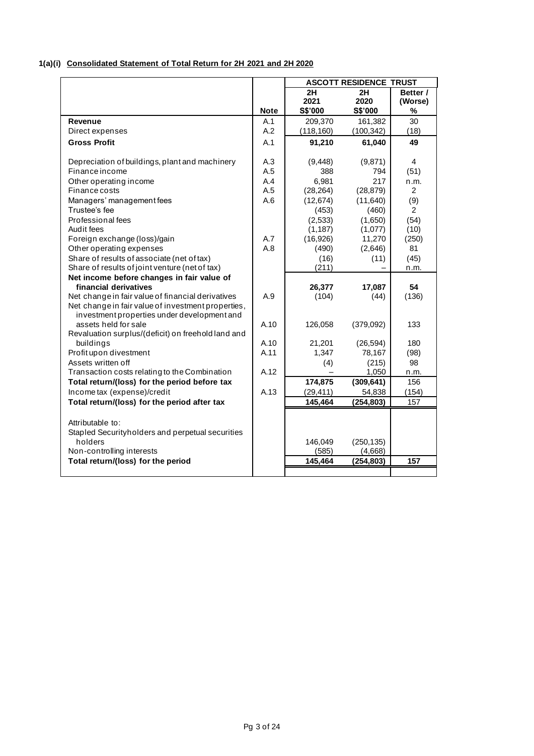## 1(a)(i) Consolidated Statement of Total Return for 2H 2021 and 2H 2020

| | | ASCOTT RESIDENCE TRUST | | |
|---|---|---|---|---|
| | Note | 2H 2021 S$'000 | 2H 2020 S$'000 | Better / (Worse) % |
| **Revenue** | A.1 | 209,370 | 161,382 | 30 |
| Direct expenses | A.2 | (118,160) | (100,342) | (18) |
| **Gross Profit** | A.1 | **91,210** | **61,040** | **49** |
| Depreciation of buildings, plant and machinery | A.3 | (9,448) | (9,871) | 4 |
| Finance income | A.5 | 388 | 794 | (51) |
| Other operating income | A.4 | 6,981 | 217 | n.m. |
| Finance costs | A.5 | (28,264) | (28,879) | 2 |
| Managers' management fees | A.6 | (12,674) | (11,640) | (9) |
| Trustee's fee | | (453) | (460) | 2 |
| Professional fees | | (2,533) | (1,650) | (54) |
| Audit fees | | (1,187) | (1,077) | (10) |
| Foreign exchange (loss)/gain | A.7 | (16,926) | 11,270 | (250) |
| Other operating expenses | A.8 | (490) | (2,646) | 81 |
| Share of results of associate (net of tax) | | (16) | (11) | (45) |
| Share of results of joint venture (net of tax) | | (211) | – | n.m. |
| **Net income before changes in fair value of financial derivatives** | | **26,377** | **17,087** | **54** |
| Net change in fair value of financial derivatives | A.9 | (104) | (44) | (136) |
| Net change in fair value of investment properties, investment properties under development and assets held for sale | A.10 | 126,058 | (379,092) | 133 |
| Revaluation surplus/(deficit) on freehold land and buildings | A.10 | 21,201 | (26,594) | 180 |
| Profit upon divestment | A.11 | 1,347 | 78,167 | (98) |
| Assets written off | | (4) | (215) | 98 |
| Transaction costs relating to the Combination | A.12 | – | 1,050 | n.m. |
| **Total return/(loss) for the period before tax** | | **174,875** | **(309,641)** | **156** |
| Income tax (expense)/credit | A.13 | (29,411) | 54,838 | (154) |
| **Total return/(loss) for the period after tax** | | **145,464** | **(254,803)** | **157** |
| Attributable to: | | | | |
| Stapled Securityholders and perpetual securities holders | | 146,049 | (250,135) | |
| Non-controlling interests | | (585) | (4,668) | |
| **Total return/(loss) for the period** | | **145,464** | **(254,803)** | **157** |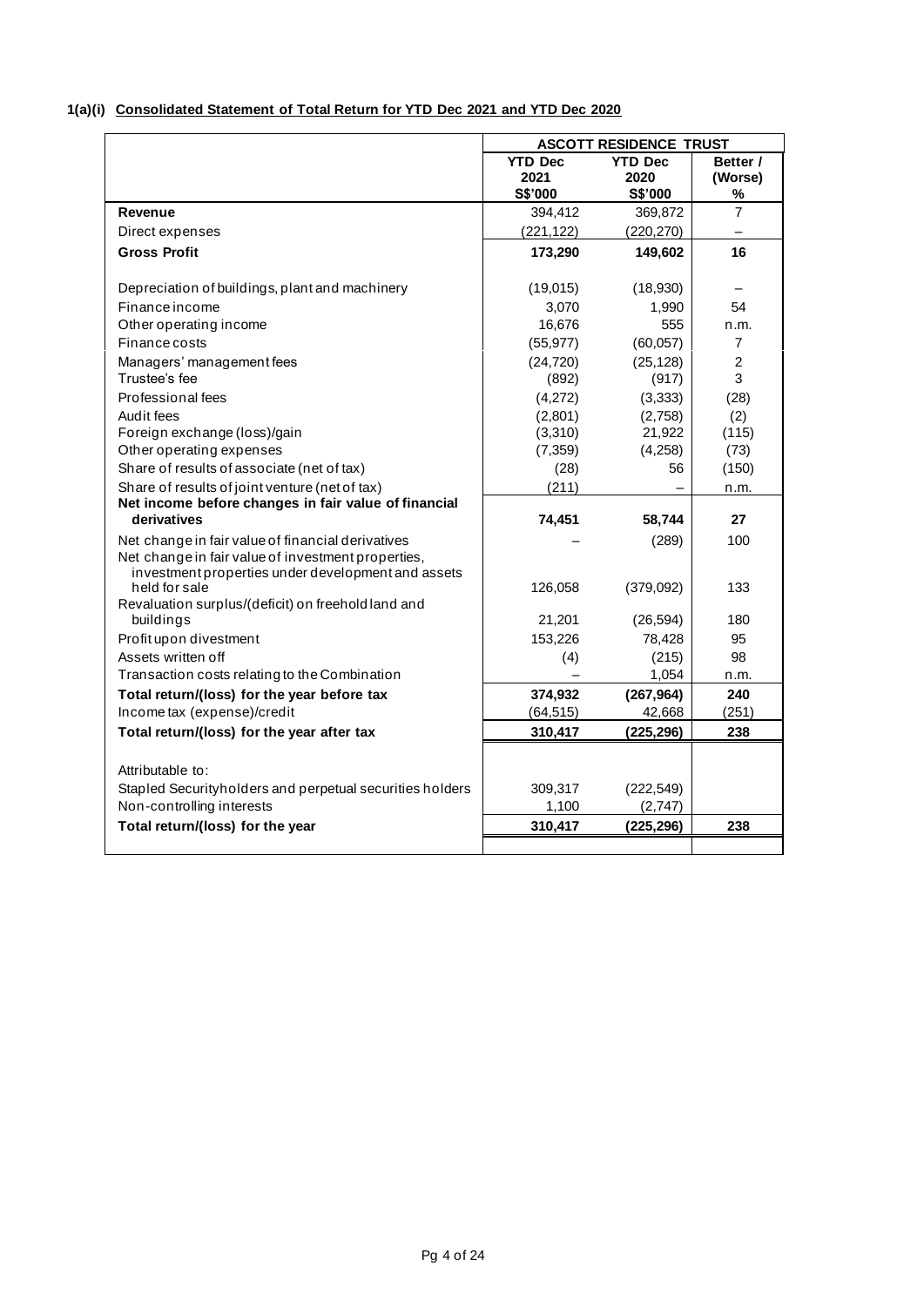### 1(a)(i) Consolidated Statement of Total Return for YTD Dec 2021 and YTD Dec 2020

| | ASCOTT RESIDENCE TRUST | | |
|---|---|---|---|
| | YTD Dec 2021 S$'000 | YTD Dec 2020 S$'000 | Better / (Worse) % |
| **Revenue** | 394,412 | 369,872 | 7 |
| Direct expenses | (221,122) | (220,270) | – |
| **Gross Profit** | **173,290** | **149,602** | **16** |
| | | | |
| Depreciation of buildings, plant and machinery | (19,015) | (18,930) | – |
| Finance income | 3,070 | 1,990 | 54 |
| Other operating income | 16,676 | 555 | n.m. |
| Finance costs | (55,977) | (60,057) | 7 |
| Managers' management fees | (24,720) | (25,128) | 2 |
| Trustee's fee | (892) | (917) | 3 |
| Professional fees | (4,272) | (3,333) | (28) |
| Audit fees | (2,801) | (2,758) | (2) |
| Foreign exchange (loss)/gain | (3,310) | 21,922 | (115) |
| Other operating expenses | (7,359) | (4,258) | (73) |
| Share of results of associate (net of tax) | (28) | 56 | (150) |
| Share of results of joint venture (net of tax) | (211) | – | n.m. |
| **Net income before changes in fair value of financial derivatives** | **74,451** | **58,744** | **27** |
| Net change in fair value of financial derivatives | – | (289) | 100 |
| Net change in fair value of investment properties, investment properties under development and assets held for sale | 126,058 | (379,092) | 133 |
| Revaluation surplus/(deficit) on freehold land and buildings | 21,201 | (26,594) | 180 |
| Profit upon divestment | 153,226 | 78,428 | 95 |
| Assets written off | (4) | (215) | 98 |
| Transaction costs relating to the Combination | – | 1,054 | n.m. |
| **Total return/(loss) for the year before tax** | **374,932** | **(267,964)** | **240** |
| Income tax (expense)/credit | (64,515) | 42,668 | (251) |
| **Total return/(loss) for the year after tax** | **310,417** | **(225,296)** | **238** |
| | | | |
| Attributable to: | | | |
| Stapled Securityholders and perpetual securities holders | 309,317 | (222,549) | |
| Non-controlling interests | 1,100 | (2,747) | |
| **Total return/(loss) for the year** | **310,417** | **(225,296)** | **238** |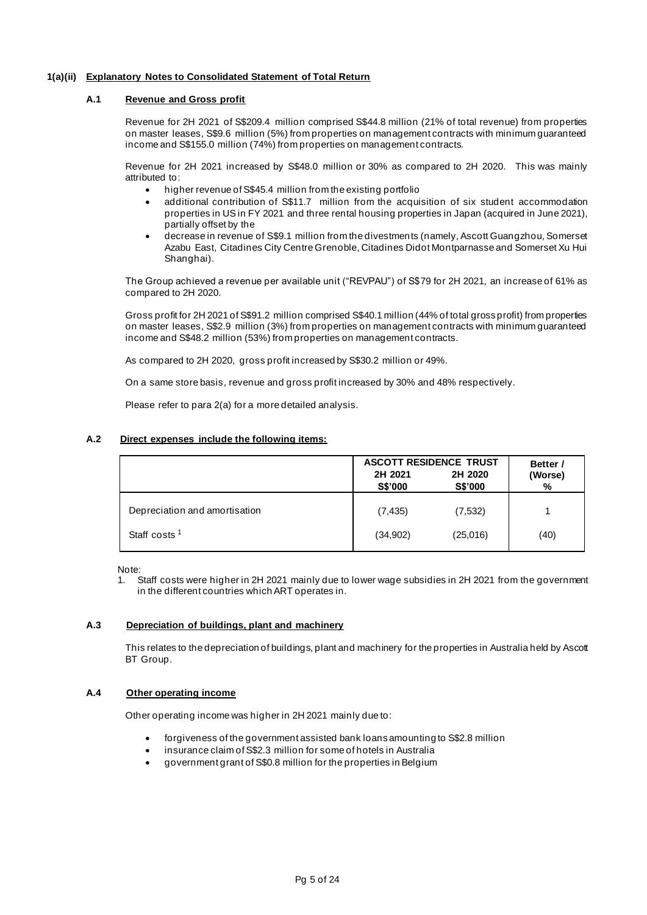#### 1(a)(ii) Explanatory Notes to Consolidated Statement of Total Return

##### A.1 Revenue and Gross profit

Revenue for 2H 2021 of S$209.4 million comprised S$44.8 million (21% of total revenue) from properties on master leases, S$9.6 million (5%) from properties on management contracts with minimum guaranteed income and S$155.0 million (74%) from properties on management contracts.

Revenue for 2H 2021 increased by S$48.0 million or 30% as compared to 2H 2020. This was mainly attributed to:

- higher revenue of S$45.4 million from the existing portfolio
- additional contribution of S$11.7 million from the acquisition of six student accommodation properties in US in FY 2021 and three rental housing properties in Japan (acquired in June 2021), partially offset by the
- decrease in revenue of S$9.1 million from the divestments (namely, Ascott Guangzhou, Somerset Azabu East, Citadines City Centre Grenoble, Citadines Didot Montparnasse and Somerset Xu Hui Shanghai).

The Group achieved a revenue per available unit ("REVPAU") of S$79 for 2H 2021, an increase of 61% as compared to 2H 2020.

Gross profit for 2H 2021 of S$91.2 million comprised S$40.1 million (44% of total gross profit) from properties on master leases, S$2.9 million (3%) from properties on management contracts with minimum guaranteed income and S$48.2 million (53%) from properties on management contracts.

As compared to 2H 2020, gross profit increased by S$30.2 million or 49%.

On a same store basis, revenue and gross profit increased by 30% and 48% respectively.

Please refer to para 2(a) for a more detailed analysis.

##### A.2 Direct expenses include the following items:

| | ASCOTT RESIDENCE TRUST | | Better / (Worse) |
|---|---|---|---|
| | 2H 2021 S$'000 | 2H 2020 S$'000 | % |
| Depreciation and amortisation | (7,435) | (7,532) | 1 |
| Staff costs [1] | (34,902) | (25,016) | (40) |

Note:
1. Staff costs were higher in 2H 2021 mainly due to lower wage subsidies in 2H 2021 from the government in the different countries which ART operates in.

##### A.3 Depreciation of buildings, plant and machinery

This relates to the depreciation of buildings, plant and machinery for the properties in Australia held by Ascott BT Group.

##### A.4 Other operating income

Other operating income was higher in 2H 2021 mainly due to:

- forgiveness of the government assisted bank loans amounting to S$2.8 million
- insurance claim of S$2.3 million for some of hotels in Australia
- government grant of S$0.8 million for the properties in Belgium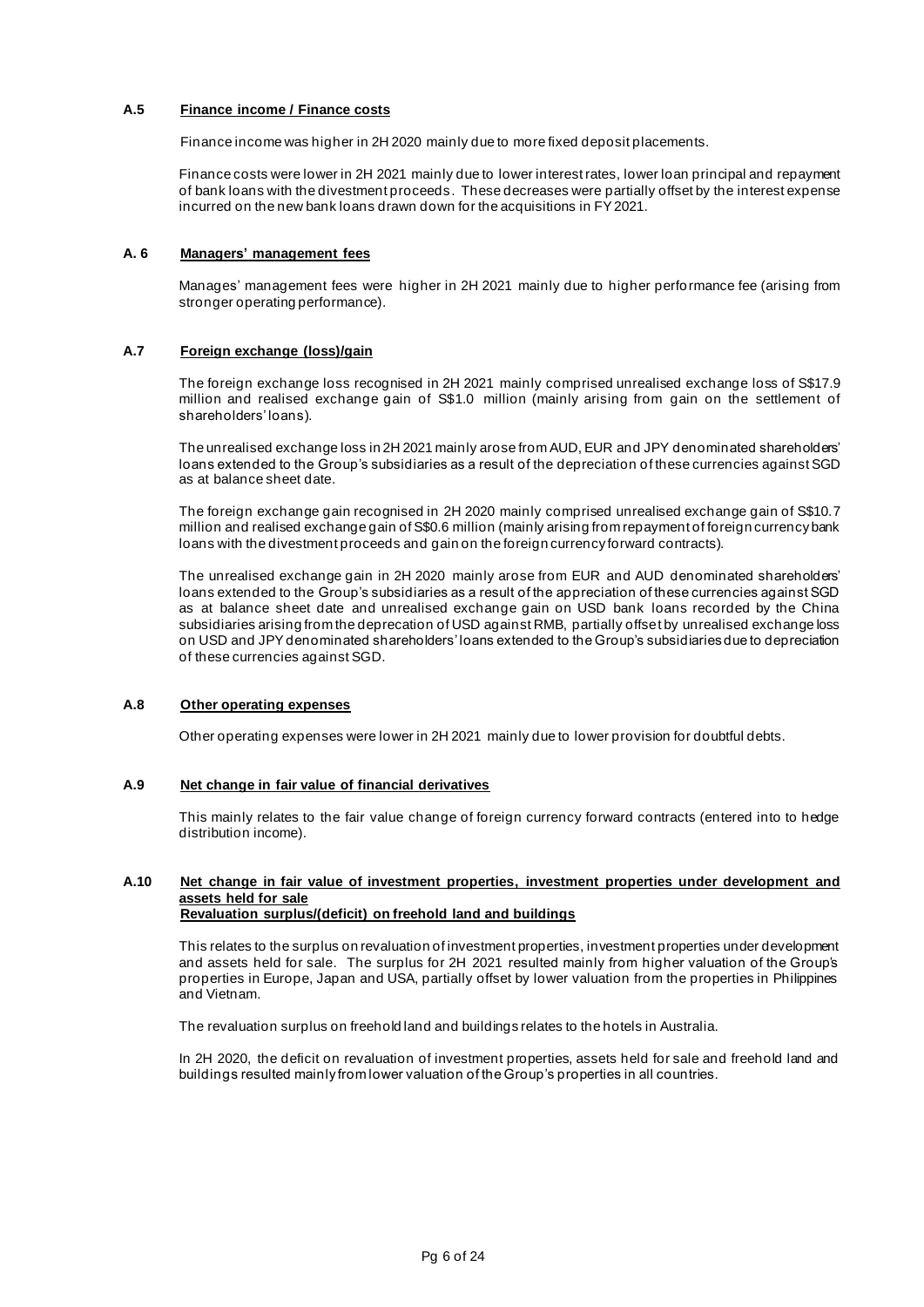### A.5 Finance income / Finance costs

Finance income was higher in 2H 2020 mainly due to more fixed deposit placements.

Finance costs were lower in 2H 2021 mainly due to lower interest rates, lower loan principal and repayment of bank loans with the divestment proceeds. These decreases were partially offset by the interest expense incurred on the new bank loans drawn down for the acquisitions in FY 2021.

### A. 6 Managers' management fees

Manages' management fees were higher in 2H 2021 mainly due to higher performance fee (arising from stronger operating performance).

### A.7 Foreign exchange (loss)/gain

The foreign exchange loss recognised in 2H 2021 mainly comprised unrealised exchange loss of S$17.9 million and realised exchange gain of S$1.0 million (mainly arising from gain on the settlement of shareholders' loans).

The unrealised exchange loss in 2H 2021 mainly arose from AUD, EUR and JPY denominated shareholders' loans extended to the Group's subsidiaries as a result of the depreciation of these currencies against SGD as at balance sheet date.

The foreign exchange gain recognised in 2H 2020 mainly comprised unrealised exchange gain of S$10.7 million and realised exchange gain of S$0.6 million (mainly arising from repayment of foreign currency bank loans with the divestment proceeds and gain on the foreign currency forward contracts).

The unrealised exchange gain in 2H 2020 mainly arose from EUR and AUD denominated shareholders' loans extended to the Group's subsidiaries as a result of the appreciation of these currencies against SGD as at balance sheet date and unrealised exchange gain on USD bank loans recorded by the China subsidiaries arising from the deprecation of USD against RMB, partially offset by unrealised exchange loss on USD and JPY denominated shareholders' loans extended to the Group's subsidiaries due to depreciation of these currencies against SGD.

### A.8 Other operating expenses

Other operating expenses were lower in 2H 2021 mainly due to lower provision for doubtful debts.

### A.9 Net change in fair value of financial derivatives

This mainly relates to the fair value change of foreign currency forward contracts (entered into to hedge distribution income).

### A.10 Net change in fair value of investment properties, investment properties under development and assets held for sale
### Revaluation surplus/(deficit) on freehold land and buildings

This relates to the surplus on revaluation of investment properties, investment properties under development and assets held for sale. The surplus for 2H 2021 resulted mainly from higher valuation of the Group's properties in Europe, Japan and USA, partially offset by lower valuation from the properties in Philippines and Vietnam.

The revaluation surplus on freehold land and buildings relates to the hotels in Australia.

In 2H 2020, the deficit on revaluation of investment properties, assets held for sale and freehold land and buildings resulted mainly from lower valuation of the Group's properties in all countries.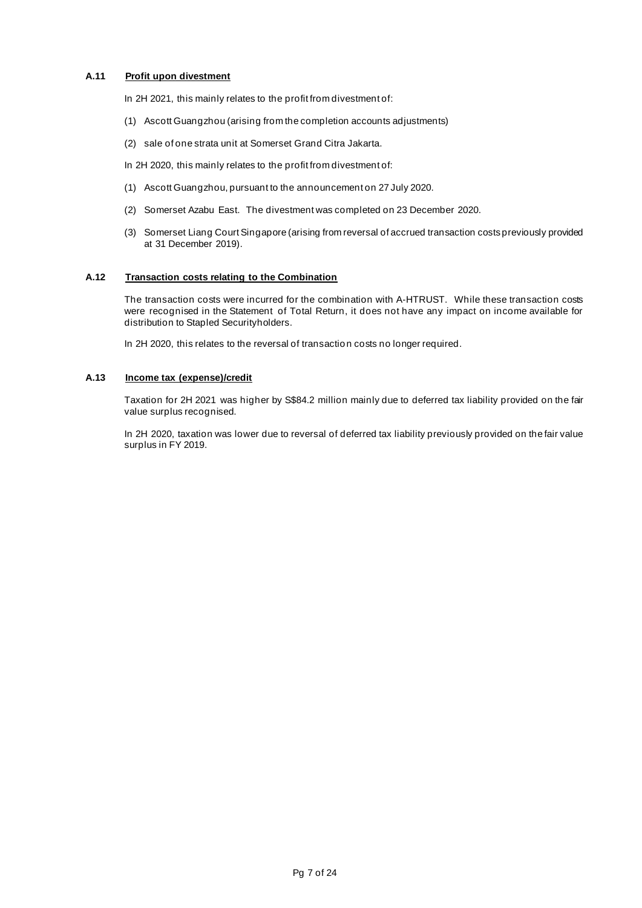### A.11 **Profit upon divestment**

In 2H 2021, this mainly relates to the profit from divestment of:

(1) Ascott Guangzhou (arising from the completion accounts adjustments)

(2) sale of one strata unit at Somerset Grand Citra Jakarta.

In 2H 2020, this mainly relates to the profit from divestment of:

(1) Ascott Guangzhou, pursuant to the announcement on 27 July 2020.

(2) Somerset Azabu East. The divestment was completed on 23 December 2020.

(3) Somerset Liang Court Singapore (arising from reversal of accrued transaction costs previously provided at 31 December 2019).

### A.12 **Transaction costs relating to the Combination**

The transaction costs were incurred for the combination with A-HTRUST. While these transaction costs were recognised in the Statement of Total Return, it does not have any impact on income available for distribution to Stapled Securityholders.

In 2H 2020, this relates to the reversal of transaction costs no longer required.

### A.13 **Income tax (expense)/credit**

Taxation for 2H 2021 was higher by S$84.2 million mainly due to deferred tax liability provided on the fair value surplus recognised.

In 2H 2020, taxation was lower due to reversal of deferred tax liability previously provided on the fair value surplus in FY 2019.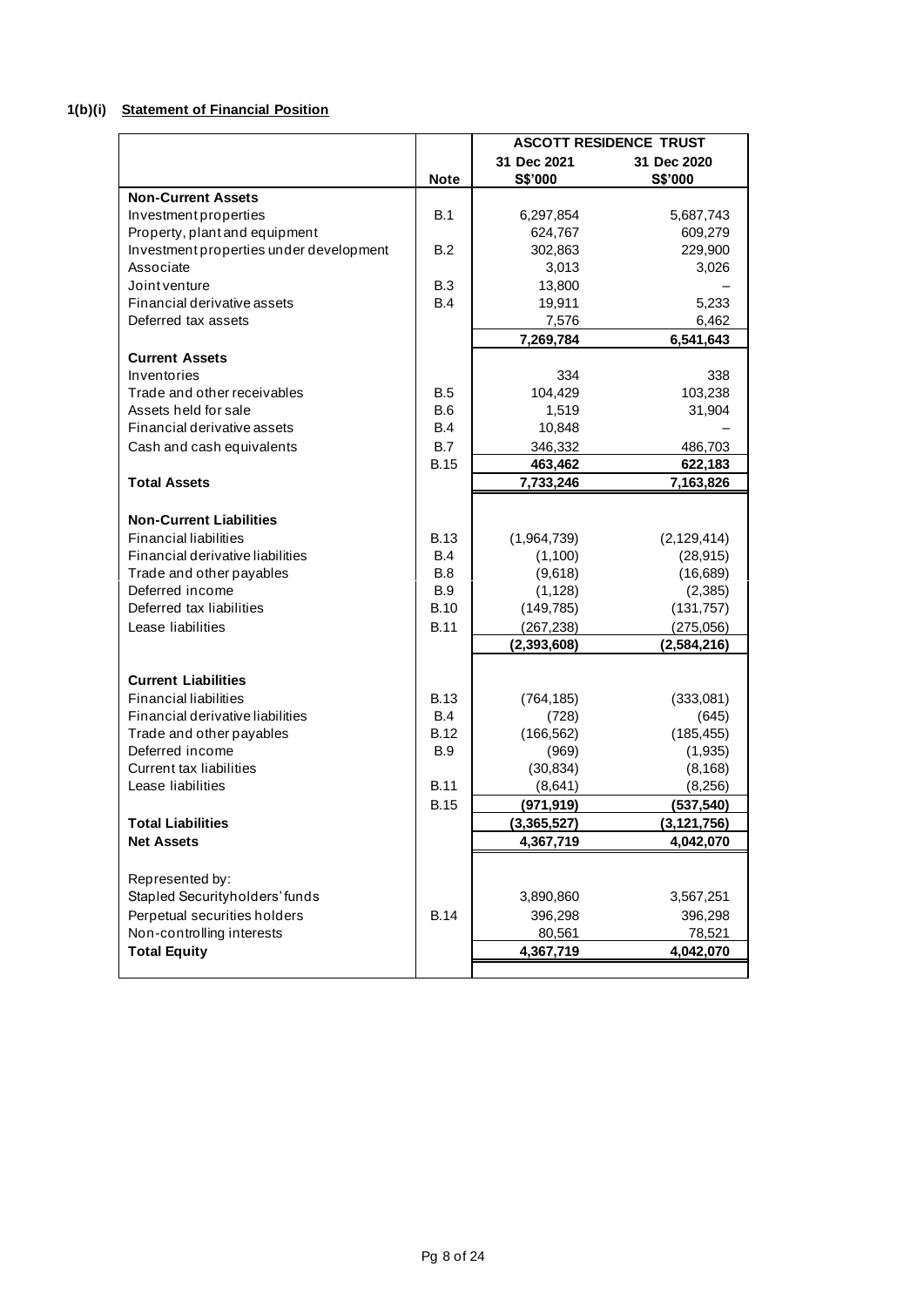### 1(b)(i) Statement of Financial Position

| | | ASCOTT RESIDENCE TRUST | |
|---|---|---|---|
| | Note | 31 Dec 2021 S$'000 | 31 Dec 2020 S$'000 |
| **Non-Current Assets** | | | |
| Investment properties | B.1 | 6,297,854 | 5,687,743 |
| Property, plant and equipment | | 624,767 | 609,279 |
| Investment properties under development | B.2 | 302,863 | 229,900 |
| Associate | | 3,013 | 3,026 |
| Joint venture | B.3 | 13,800 | – |
| Financial derivative assets | B.4 | 19,911 | 5,233 |
| Deferred tax assets | | 7,576 | 6,462 |
| | | **7,269,784** | **6,541,643** |
| **Current Assets** | | | |
| Inventories | | 334 | 338 |
| Trade and other receivables | B.5 | 104,429 | 103,238 |
| Assets held for sale | B.6 | 1,519 | 31,904 |
| Financial derivative assets | B.4 | 10,848 | – |
| Cash and cash equivalents | B.7 | 346,332 | 486,703 |
| | B.15 | **463,462** | **622,183** |
| **Total Assets** | | **7,733,246** | **7,163,826** |
| **Non-Current Liabilities** | | | |
| Financial liabilities | B.13 | (1,964,739) | (2,129,414) |
| Financial derivative liabilities | B.4 | (1,100) | (28,915) |
| Trade and other payables | B.8 | (9,618) | (16,689) |
| Deferred income | B.9 | (1,128) | (2,385) |
| Deferred tax liabilities | B.10 | (149,785) | (131,757) |
| Lease liabilities | B.11 | (267,238) | (275,056) |
| | | **(2,393,608)** | **(2,584,216)** |
| **Current Liabilities** | | | |
| Financial liabilities | B.13 | (764,185) | (333,081) |
| Financial derivative liabilities | B.4 | (728) | (645) |
| Trade and other payables | B.12 | (166,562) | (185,455) |
| Deferred income | B.9 | (969) | (1,935) |
| Current tax liabilities | | (30,834) | (8,168) |
| Lease liabilities | B.11 | (8,641) | (8,256) |
| | B.15 | **(971,919)** | **(537,540)** |
| **Total Liabilities** | | **(3,365,527)** | **(3,121,756)** |
| **Net Assets** | | **4,367,719** | **4,042,070** |
| Represented by: | | | |
| Stapled Securityholders' funds | | 3,890,860 | 3,567,251 |
| Perpetual securities holders | B.14 | 396,298 | 396,298 |
| Non-controlling interests | | 80,561 | 78,521 |
| **Total Equity** | | **4,367,719** | **4,042,070** |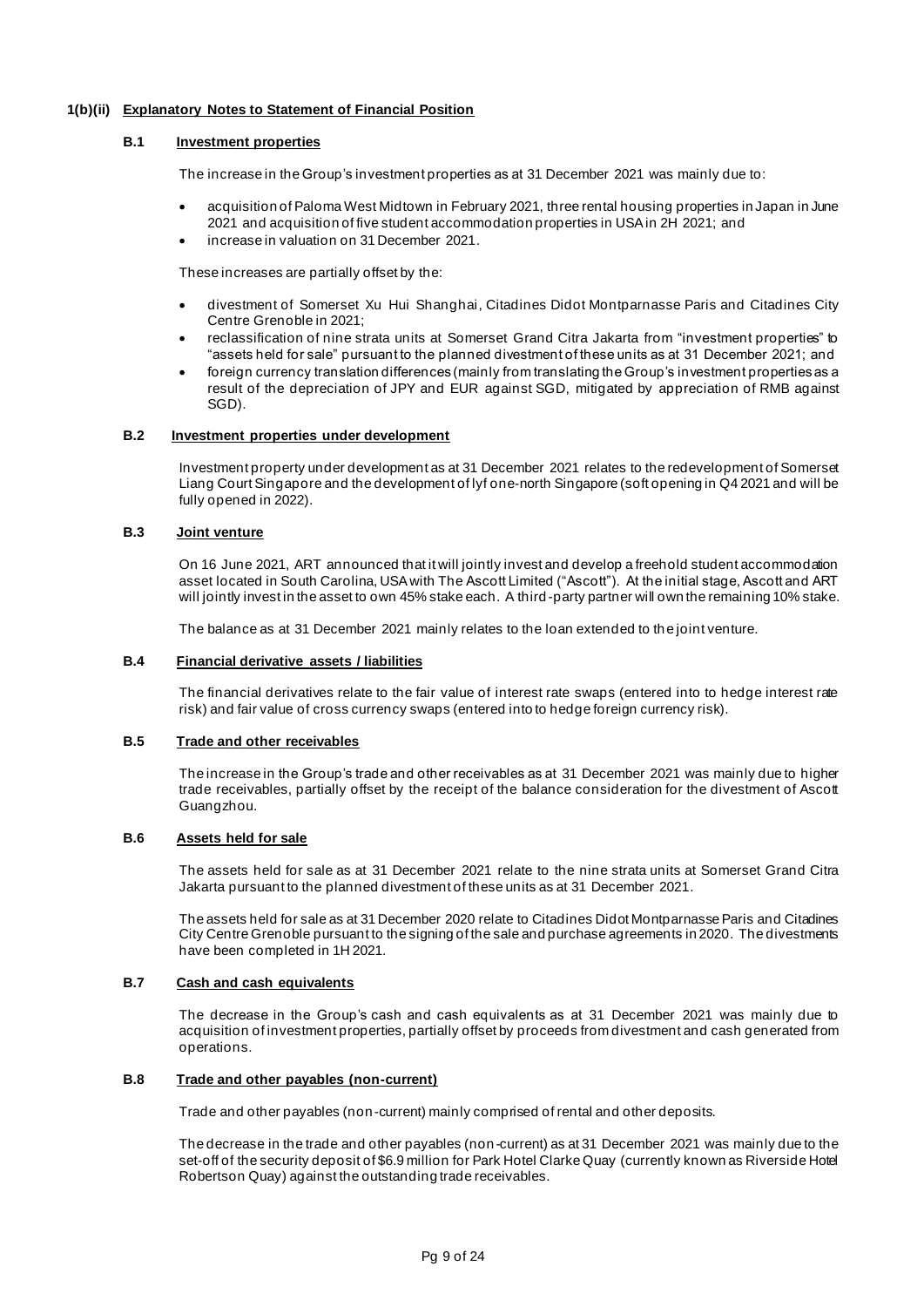## 1(b)(ii) Explanatory Notes to Statement of Financial Position

### B.1 Investment properties

The increase in the Group's investment properties as at 31 December 2021 was mainly due to:

- acquisition of Paloma West Midtown in February 2021, three rental housing properties in Japan in June 2021 and acquisition of five student accommodation properties in USA in 2H 2021; and
- increase in valuation on 31 December 2021.

These increases are partially offset by the:

- divestment of Somerset Xu Hui Shanghai, Citadines Didot Montparnasse Paris and Citadines City Centre Grenoble in 2021;
- reclassification of nine strata units at Somerset Grand Citra Jakarta from "investment properties" to "assets held for sale" pursuant to the planned divestment of these units as at 31 December 2021; and
- foreign currency translation differences (mainly from translating the Group's investment properties as a result of the depreciation of JPY and EUR against SGD, mitigated by appreciation of RMB against SGD).

### B.2 Investment properties under development

Investment property under development as at 31 December 2021 relates to the redevelopment of Somerset Liang Court Singapore and the development of lyf one-north Singapore (soft opening in Q4 2021 and will be fully opened in 2022).

### B.3 Joint venture

On 16 June 2021, ART announced that it will jointly invest and develop a freehold student accommodation asset located in South Carolina, USA with The Ascott Limited ("Ascott"). At the initial stage, Ascott and ART will jointly invest in the asset to own 45% stake each. A third-party partner will own the remaining 10% stake.

The balance as at 31 December 2021 mainly relates to the loan extended to the joint venture.

### B.4 Financial derivative assets / liabilities

The financial derivatives relate to the fair value of interest rate swaps (entered into to hedge interest rate risk) and fair value of cross currency swaps (entered into to hedge foreign currency risk).

### B.5 Trade and other receivables

The increase in the Group's trade and other receivables as at 31 December 2021 was mainly due to higher trade receivables, partially offset by the receipt of the balance consideration for the divestment of Ascott Guangzhou.

### B.6 Assets held for sale

The assets held for sale as at 31 December 2021 relate to the nine strata units at Somerset Grand Citra Jakarta pursuant to the planned divestment of these units as at 31 December 2021.

The assets held for sale as at 31 December 2020 relate to Citadines Didot Montparnasse Paris and Citadines City Centre Grenoble pursuant to the signing of the sale and purchase agreements in 2020. The divestments have been completed in 1H 2021.

### B.7 Cash and cash equivalents

The decrease in the Group's cash and cash equivalents as at 31 December 2021 was mainly due to acquisition of investment properties, partially offset by proceeds from divestment and cash generated from operations.

### B.8 Trade and other payables (non-current)

Trade and other payables (non-current) mainly comprised of rental and other deposits.

The decrease in the trade and other payables (non-current) as at 31 December 2021 was mainly due to the set-off of the security deposit of $6.9 million for Park Hotel Clarke Quay (currently known as Riverside Hotel Robertson Quay) against the outstanding trade receivables.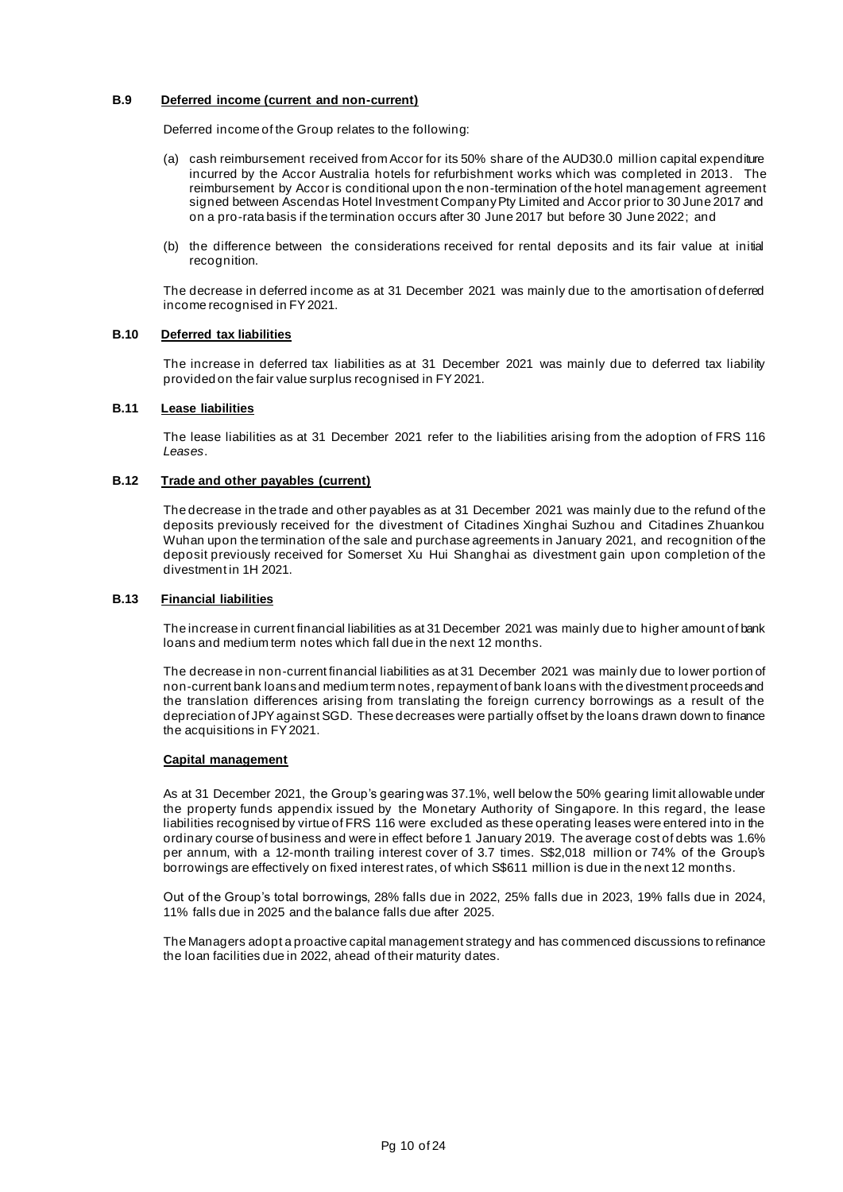### B.9 Deferred income (current and non-current)

Deferred income of the Group relates to the following:

(a) cash reimbursement received from Accor for its 50% share of the AUD30.0 million capital expenditure incurred by the Accor Australia hotels for refurbishment works which was completed in 2013. The reimbursement by Accor is conditional upon the non-termination of the hotel management agreement signed between Ascendas Hotel Investment Company Pty Limited and Accor prior to 30 June 2017 and on a pro-rata basis if the termination occurs after 30 June 2017 but before 30 June 2022; and

(b) the difference between the considerations received for rental deposits and its fair value at initial recognition.

The decrease in deferred income as at 31 December 2021 was mainly due to the amortisation of deferred income recognised in FY 2021.

### B.10 Deferred tax liabilities

The increase in deferred tax liabilities as at 31 December 2021 was mainly due to deferred tax liability provided on the fair value surplus recognised in FY 2021.

### B.11 Lease liabilities

The lease liabilities as at 31 December 2021 refer to the liabilities arising from the adoption of FRS 116 *Leases*.

### B.12 Trade and other payables (current)

The decrease in the trade and other payables as at 31 December 2021 was mainly due to the refund of the deposits previously received for the divestment of Citadines Xinghai Suzhou and Citadines Zhuankou Wuhan upon the termination of the sale and purchase agreements in January 2021, and recognition of the deposit previously received for Somerset Xu Hui Shanghai as divestment gain upon completion of the divestment in 1H 2021.

### B.13 Financial liabilities

The increase in current financial liabilities as at 31 December 2021 was mainly due to higher amount of bank loans and medium term notes which fall due in the next 12 months.

The decrease in non-current financial liabilities as at 31 December 2021 was mainly due to lower portion of non-current bank loans and medium term notes, repayment of bank loans with the divestment proceeds and the translation differences arising from translating the foreign currency borrowings as a result of the depreciation of JPY against SGD. These decreases were partially offset by the loans drawn down to finance the acquisitions in FY 2021.

**Capital management**

As at 31 December 2021, the Group's gearing was 37.1%, well below the 50% gearing limit allowable under the property funds appendix issued by the Monetary Authority of Singapore. In this regard, the lease liabilities recognised by virtue of FRS 116 were excluded as these operating leases were entered into in the ordinary course of business and were in effect before 1 January 2019. The average cost of debts was 1.6% per annum, with a 12-month trailing interest cover of 3.7 times. S$2,018 million or 74% of the Group's borrowings are effectively on fixed interest rates, of which S$611 million is due in the next 12 months.

Out of the Group's total borrowings, 28% falls due in 2022, 25% falls due in 2023, 19% falls due in 2024, 11% falls due in 2025 and the balance falls due after 2025.

The Managers adopt a proactive capital management strategy and has commenced discussions to refinance the loan facilities due in 2022, ahead of their maturity dates.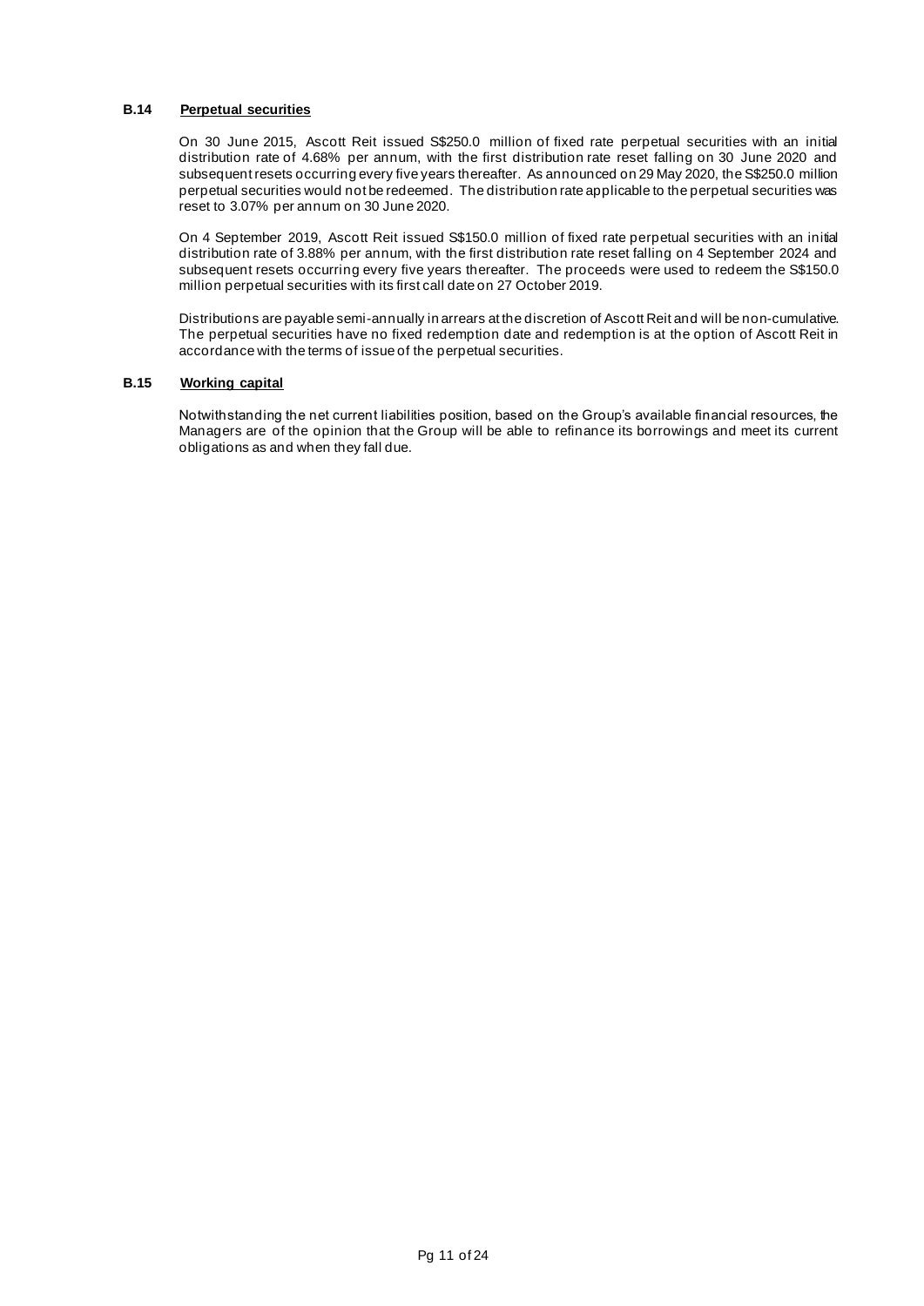### B.14 Perpetual securities

On 30 June 2015, Ascott Reit issued S$250.0 million of fixed rate perpetual securities with an initial distribution rate of 4.68% per annum, with the first distribution rate reset falling on 30 June 2020 and subsequent resets occurring every five years thereafter. As announced on 29 May 2020, the S$250.0 million perpetual securities would not be redeemed. The distribution rate applicable to the perpetual securities was reset to 3.07% per annum on 30 June 2020.

On 4 September 2019, Ascott Reit issued S$150.0 million of fixed rate perpetual securities with an initial distribution rate of 3.88% per annum, with the first distribution rate reset falling on 4 September 2024 and subsequent resets occurring every five years thereafter. The proceeds were used to redeem the S$150.0 million perpetual securities with its first call date on 27 October 2019.

Distributions are payable semi-annually in arrears at the discretion of Ascott Reit and will be non-cumulative. The perpetual securities have no fixed redemption date and redemption is at the option of Ascott Reit in accordance with the terms of issue of the perpetual securities.

### B.15 Working capital

Notwithstanding the net current liabilities position, based on the Group's available financial resources, the Managers are of the opinion that the Group will be able to refinance its borrowings and meet its current obligations as and when they fall due.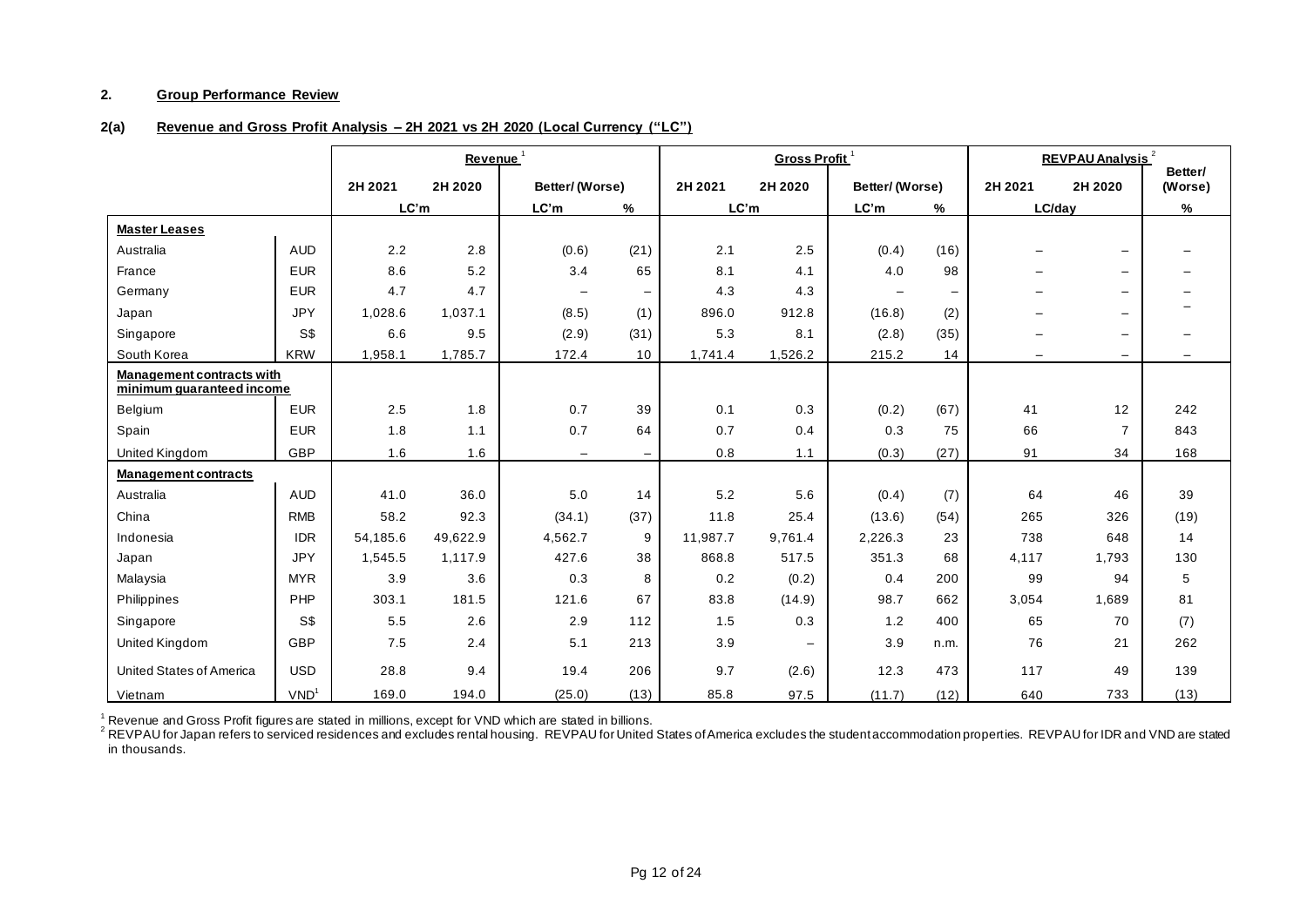## 2. Group Performance Review

### 2(a) Revenue and Gross Profit Analysis – 2H 2021 vs 2H 2020 (Local Currency ("LC"))

| | | Revenue [1] | | | | Gross Profit [1] | | | | REVPAU Analysis [2] | | |
|---|---|---|---|---|---|---|---|---|---|---|---|---|
| | | 2H 2021 | 2H 2020 | Better/ (Worse) | | 2H 2021 | 2H 2020 | Better/ (Worse) | | 2H 2021 | 2H 2020 | Better/ (Worse) |
| | | LC'm | | LC'm | % | LC'm | | LC'm | % | LC/day | | % |
| **Master Leases** | | | | | | | | | | | | |
| Australia | AUD | 2.2 | 2.8 | (0.6) | (21) | 2.1 | 2.5 | (0.4) | (16) | – | – | – |
| France | EUR | 8.6 | 5.2 | 3.4 | 65 | 8.1 | 4.1 | 4.0 | 98 | – | – | – |
| Germany | EUR | 4.7 | 4.7 | – | – | 4.3 | 4.3 | – | – | – | – | – |
| Japan | JPY | 1,028.6 | 1,037.1 | (8.5) | (1) | 896.0 | 912.8 | (16.8) | (2) | – | – | – |
| Singapore | S$ | 6.6 | 9.5 | (2.9) | (31) | 5.3 | 8.1 | (2.8) | (35) | – | – | – |
| South Korea | KRW | 1,958.1 | 1,785.7 | 172.4 | 10 | 1,741.4 | 1,526.2 | 215.2 | 14 | – | – | – |
| **Management contracts with minimum guaranteed income** | | | | | | | | | | | | |
| Belgium | EUR | 2.5 | 1.8 | 0.7 | 39 | 0.1 | 0.3 | (0.2) | (67) | 41 | 12 | 242 |
| Spain | EUR | 1.8 | 1.1 | 0.7 | 64 | 0.7 | 0.4 | 0.3 | 75 | 66 | 7 | 843 |
| United Kingdom | GBP | 1.6 | 1.6 | – | – | 0.8 | 1.1 | (0.3) | (27) | 91 | 34 | 168 |
| **Management contracts** | | | | | | | | | | | | |
| Australia | AUD | 41.0 | 36.0 | 5.0 | 14 | 5.2 | 5.6 | (0.4) | (7) | 64 | 46 | 39 |
| China | RMB | 58.2 | 92.3 | (34.1) | (37) | 11.8 | 25.4 | (13.6) | (54) | 265 | 326 | (19) |
| Indonesia | IDR | 54,185.6 | 49,622.9 | 4,562.7 | 9 | 11,987.7 | 9,761.4 | 2,226.3 | 23 | 738 | 648 | 14 |
| Japan | JPY | 1,545.5 | 1,117.9 | 427.6 | 38 | 868.8 | 517.5 | 351.3 | 68 | 4,117 | 1,793 | 130 |
| Malaysia | MYR | 3.9 | 3.6 | 0.3 | 8 | 0.2 | (0.2) | 0.4 | 200 | 99 | 94 | 5 |
| Philippines | PHP | 303.1 | 181.5 | 121.6 | 67 | 83.8 | (14.9) | 98.7 | 662 | 3,054 | 1,689 | 81 |
| Singapore | S$ | 5.5 | 2.6 | 2.9 | 112 | 1.5 | 0.3 | 1.2 | 400 | 65 | 70 | (7) |
| United Kingdom | GBP | 7.5 | 2.4 | 5.1 | 213 | 3.9 | – | 3.9 | n.m. | 76 | 21 | 262 |
| United States of America | USD | 28.8 | 9.4 | 19.4 | 206 | 9.7 | (2.6) | 12.3 | 473 | 117 | 49 | 139 |
| Vietnam | VND[1] | 169.0 | 194.0 | (25.0) | (13) | 85.8 | 97.5 | (11.7) | (12) | 640 | 733 | (13) |

[1] Revenue and Gross Profit figures are stated in millions, except for VND which are stated in billions.
[2] REVPAU for Japan refers to serviced residences and excludes rental housing. REVPAU for United States of America excludes the student accommodation properties. REVPAU for IDR and VND are stated in thousands.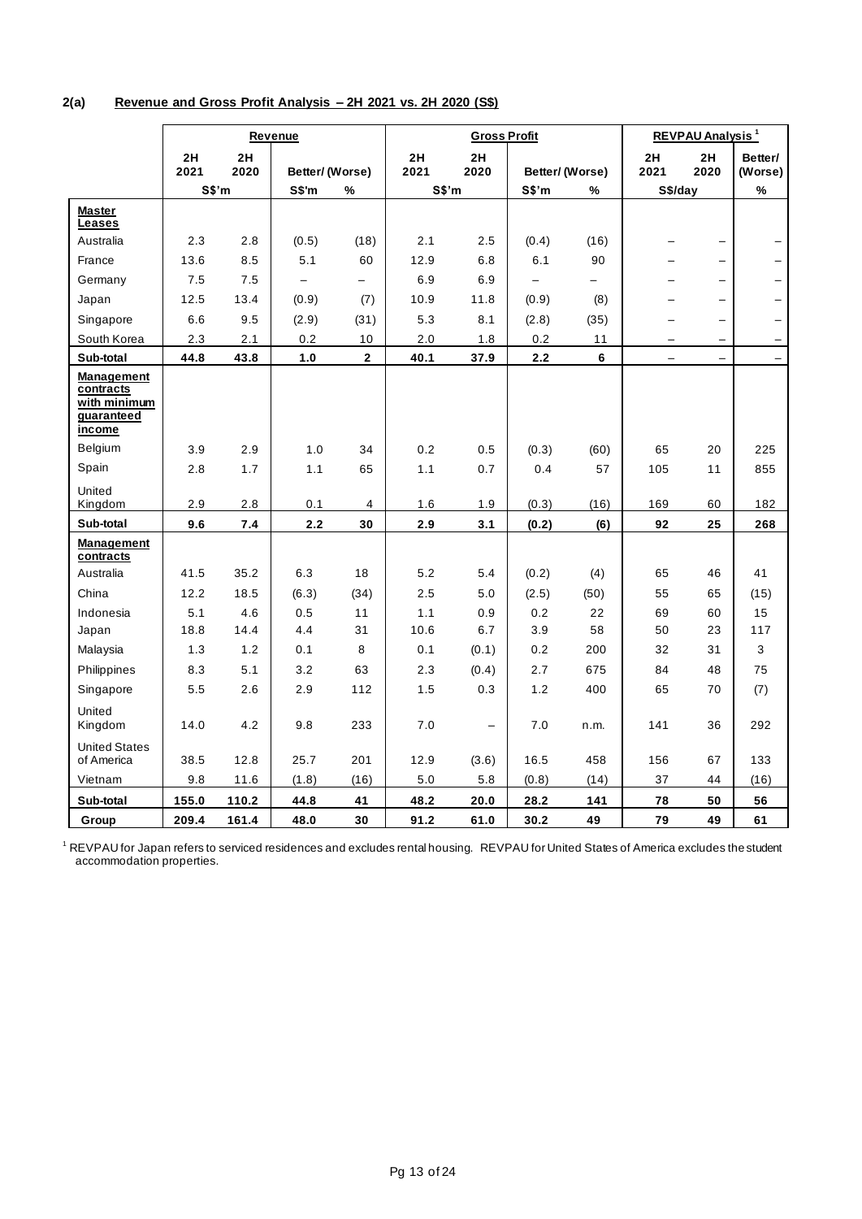**2(a) Revenue and Gross Profit Analysis – 2H 2021 vs. 2H 2020 (S$)**

| | Revenue | | | | Gross Profit | | | | REVPAU Analysis [1] | | |
|---|---|---|---|---|---|---|---|---|---|---|---|
| | 2H 2021 | 2H 2020 | Better/ (Worse) | | 2H 2021 | 2H 2020 | Better/ (Worse) | | 2H 2021 | 2H 2020 | Better/ (Worse) |
| | S$'m | | S$'m | % | S$'m | | S$'m | % | S$/day | | % |
| **Master Leases** | | | | | | | | | | | |
| Australia | 2.3 | 2.8 | (0.5) | (18) | 2.1 | 2.5 | (0.4) | (16) | – | – | – |
| France | 13.6 | 8.5 | 5.1 | 60 | 12.9 | 6.8 | 6.1 | 90 | – | – | – |
| Germany | 7.5 | 7.5 | – | – | 6.9 | 6.9 | – | – | – | – | – |
| Japan | 12.5 | 13.4 | (0.9) | (7) | 10.9 | 11.8 | (0.9) | (8) | – | – | – |
| Singapore | 6.6 | 9.5 | (2.9) | (31) | 5.3 | 8.1 | (2.8) | (35) | – | – | – |
| South Korea | 2.3 | 2.1 | 0.2 | 10 | 2.0 | 1.8 | 0.2 | 11 | – | – | – |
| **Sub-total** | **44.8** | **43.8** | **1.0** | **2** | **40.1** | **37.9** | **2.2** | **6** | – | – | – |
| **Management contracts with minimum guaranteed income** | | | | | | | | | | | |
| Belgium | 3.9 | 2.9 | 1.0 | 34 | 0.2 | 0.5 | (0.3) | (60) | 65 | 20 | 225 |
| Spain | 2.8 | 1.7 | 1.1 | 65 | 1.1 | 0.7 | 0.4 | 57 | 105 | 11 | 855 |
| United Kingdom | 2.9 | 2.8 | 0.1 | 4 | 1.6 | 1.9 | (0.3) | (16) | 169 | 60 | 182 |
| **Sub-total** | **9.6** | **7.4** | **2.2** | **30** | **2.9** | **3.1** | **(0.2)** | **(6)** | **92** | **25** | **268** |
| **Management contracts** | | | | | | | | | | | |
| Australia | 41.5 | 35.2 | 6.3 | 18 | 5.2 | 5.4 | (0.2) | (4) | 65 | 46 | 41 |
| China | 12.2 | 18.5 | (6.3) | (34) | 2.5 | 5.0 | (2.5) | (50) | 55 | 65 | (15) |
| Indonesia | 5.1 | 4.6 | 0.5 | 11 | 1.1 | 0.9 | 0.2 | 22 | 69 | 60 | 15 |
| Japan | 18.8 | 14.4 | 4.4 | 31 | 10.6 | 6.7 | 3.9 | 58 | 50 | 23 | 117 |
| Malaysia | 1.3 | 1.2 | 0.1 | 8 | 0.1 | (0.1) | 0.2 | 200 | 32 | 31 | 3 |
| Philippines | 8.3 | 5.1 | 3.2 | 63 | 2.3 | (0.4) | 2.7 | 675 | 84 | 48 | 75 |
| Singapore | 5.5 | 2.6 | 2.9 | 112 | 1.5 | 0.3 | 1.2 | 400 | 65 | 70 | (7) |
| United Kingdom | 14.0 | 4.2 | 9.8 | 233 | 7.0 | – | 7.0 | n.m. | 141 | 36 | 292 |
| United States of America | 38.5 | 12.8 | 25.7 | 201 | 12.9 | (3.6) | 16.5 | 458 | 156 | 67 | 133 |
| Vietnam | 9.8 | 11.6 | (1.8) | (16) | 5.0 | 5.8 | (0.8) | (14) | 37 | 44 | (16) |
| **Sub-total** | **155.0** | **110.2** | **44.8** | **41** | **48.2** | **20.0** | **28.2** | **141** | **78** | **50** | **56** |
| **Group** | **209.4** | **161.4** | **48.0** | **30** | **91.2** | **61.0** | **30.2** | **49** | **79** | **49** | **61** |

[1] REVPAU for Japan refers to serviced residences and excludes rental housing. REVPAU for United States of America excludes the student accommodation properties.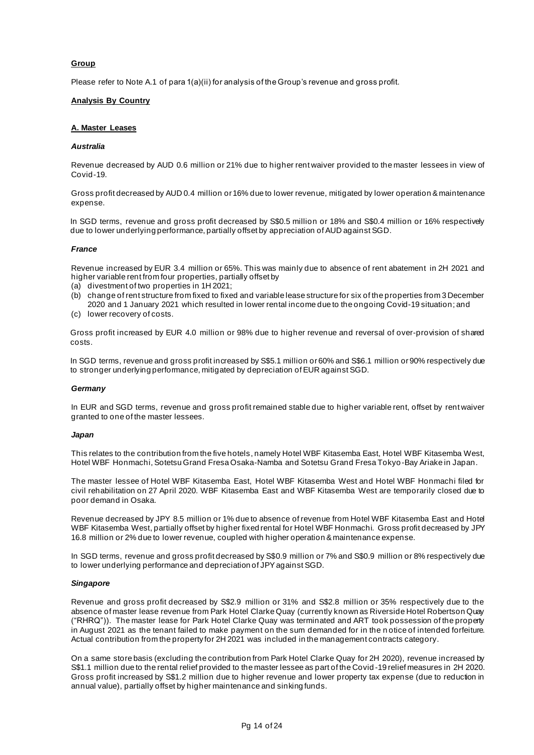**Group**

Please refer to Note A.1 of para 1(a)(ii) for analysis of the Group's revenue and gross profit.

**Analysis By Country**

**A. Master Leases**

***Australia***

Revenue decreased by AUD 0.6 million or 21% due to higher rent waiver provided to the master lessees in view of Covid-19.

Gross profit decreased by AUD 0.4 million or 16% due to lower revenue, mitigated by lower operation & maintenance expense.

In SGD terms, revenue and gross profit decreased by S$0.5 million or 18% and S$0.4 million or 16% respectively due to lower underlying performance, partially offset by appreciation of AUD against SGD.

***France***

Revenue increased by EUR 3.4 million or 65%. This was mainly due to absence of rent abatement in 2H 2021 and higher variable rent from four properties, partially offset by

(a) divestment of two properties in 1H 2021;
(b) change of rent structure from fixed to fixed and variable lease structure for six of the properties from 3 December 2020 and 1 January 2021 which resulted in lower rental income due to the ongoing Covid-19 situation; and
(c) lower recovery of costs.

Gross profit increased by EUR 4.0 million or 98% due to higher revenue and reversal of over-provision of shared costs.

In SGD terms, revenue and gross profit increased by S$5.1 million or 60% and S$6.1 million or 90% respectively due to stronger underlying performance, mitigated by depreciation of EUR against SGD.

***Germany***

In EUR and SGD terms, revenue and gross profit remained stable due to higher variable rent, offset by rent waiver granted to one of the master lessees.

***Japan***

This relates to the contribution from the five hotels, namely Hotel WBF Kitasemba East, Hotel WBF Kitasemba West, Hotel WBF Honmachi, Sotetsu Grand Fresa Osaka-Namba and Sotetsu Grand Fresa Tokyo-Bay Ariake in Japan.

The master lessee of Hotel WBF Kitasemba East, Hotel WBF Kitasemba West and Hotel WBF Honmachi filed for civil rehabilitation on 27 April 2020. WBF Kitasemba East and WBF Kitasemba West are temporarily closed due to poor demand in Osaka.

Revenue decreased by JPY 8.5 million or 1% due to absence of revenue from Hotel WBF Kitasemba East and Hotel WBF Kitasemba West, partially offset by higher fixed rental for Hotel WBF Honmachi. Gross profit decreased by JPY 16.8 million or 2% due to lower revenue, coupled with higher operation & maintenance expense.

In SGD terms, revenue and gross profit decreased by S$0.9 million or 7% and S$0.9 million or 8% respectively due to lower underlying performance and depreciation of JPY against SGD.

***Singapore***

Revenue and gross profit decreased by S$2.9 million or 31% and S$2.8 million or 35% respectively due to the absence of master lease revenue from Park Hotel Clarke Quay (currently known as Riverside Hotel Robertson Quay ("RHRQ")). The master lease for Park Hotel Clarke Quay was terminated and ART took possession of the property in August 2021 as the tenant failed to make payment on the sum demanded for in the notice of intended forfeiture. Actual contribution from the property for 2H 2021 was included in the management contracts category.

On a same store basis (excluding the contribution from Park Hotel Clarke Quay for 2H 2020), revenue increased by S$1.1 million due to the rental relief provided to the master lessee as part of the Covid-19 relief measures in 2H 2020. Gross profit increased by S$1.2 million due to higher revenue and lower property tax expense (due to reduction in annual value), partially offset by higher maintenance and sinking funds.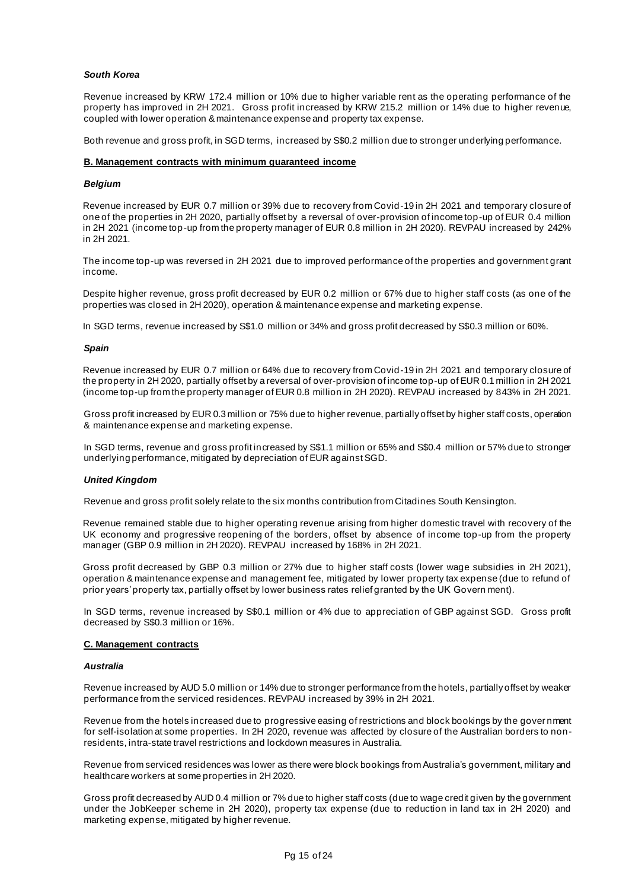***South Korea***

Revenue increased by KRW 172.4 million or 10% due to higher variable rent as the operating performance of the property has improved in 2H 2021. Gross profit increased by KRW 215.2 million or 14% due to higher revenue, coupled with lower operation & maintenance expense and property tax expense.

Both revenue and gross profit, in SGD terms, increased by S$0.2 million due to stronger underlying performance.

**B. Management contracts with minimum guaranteed income**

***Belgium***

Revenue increased by EUR 0.7 million or 39% due to recovery from Covid-19 in 2H 2021 and temporary closure of one of the properties in 2H 2020, partially offset by a reversal of over-provision of income top-up of EUR 0.4 million in 2H 2021 (income top-up from the property manager of EUR 0.8 million in 2H 2020). REVPAU increased by 242% in 2H 2021.

The income top-up was reversed in 2H 2021 due to improved performance of the properties and government grant income.

Despite higher revenue, gross profit decreased by EUR 0.2 million or 67% due to higher staff costs (as one of the properties was closed in 2H 2020), operation & maintenance expense and marketing expense.

In SGD terms, revenue increased by S$1.0 million or 34% and gross profit decreased by S$0.3 million or 60%.

***Spain***

Revenue increased by EUR 0.7 million or 64% due to recovery from Covid-19 in 2H 2021 and temporary closure of the property in 2H 2020, partially offset by a reversal of over-provision of income top-up of EUR 0.1 million in 2H 2021 (income top-up from the property manager of EUR 0.8 million in 2H 2020). REVPAU increased by 843% in 2H 2021.

Gross profit increased by EUR 0.3 million or 75% due to higher revenue, partially offset by higher staff costs, operation & maintenance expense and marketing expense.

In SGD terms, revenue and gross profit increased by S$1.1 million or 65% and S$0.4 million or 57% due to stronger underlying performance, mitigated by depreciation of EUR against SGD.

***United Kingdom***

Revenue and gross profit solely relate to the six months contribution from Citadines South Kensington.

Revenue remained stable due to higher operating revenue arising from higher domestic travel with recovery of the UK economy and progressive reopening of the borders, offset by absence of income top-up from the property manager (GBP 0.9 million in 2H 2020). REVPAU increased by 168% in 2H 2021.

Gross profit decreased by GBP 0.3 million or 27% due to higher staff costs (lower wage subsidies in 2H 2021), operation & maintenance expense and management fee, mitigated by lower property tax expense (due to refund of prior years' property tax, partially offset by lower business rates relief granted by the UK Government).

In SGD terms, revenue increased by S$0.1 million or 4% due to appreciation of GBP against SGD. Gross profit decreased by S$0.3 million or 16%.

**C. Management contracts**

***Australia***

Revenue increased by AUD 5.0 million or 14% due to stronger performance from the hotels, partially offset by weaker performance from the serviced residences. REVPAU increased by 39% in 2H 2021.

Revenue from the hotels increased due to progressive easing of restrictions and block bookings by the government for self-isolation at some properties. In 2H 2020, revenue was affected by closure of the Australian borders to non-residents, intra-state travel restrictions and lockdown measures in Australia.

Revenue from serviced residences was lower as there were block bookings from Australia's government, military and healthcare workers at some properties in 2H 2020.

Gross profit decreased by AUD 0.4 million or 7% due to higher staff costs (due to wage credit given by the government under the JobKeeper scheme in 2H 2020), property tax expense (due to reduction in land tax in 2H 2020) and marketing expense, mitigated by higher revenue.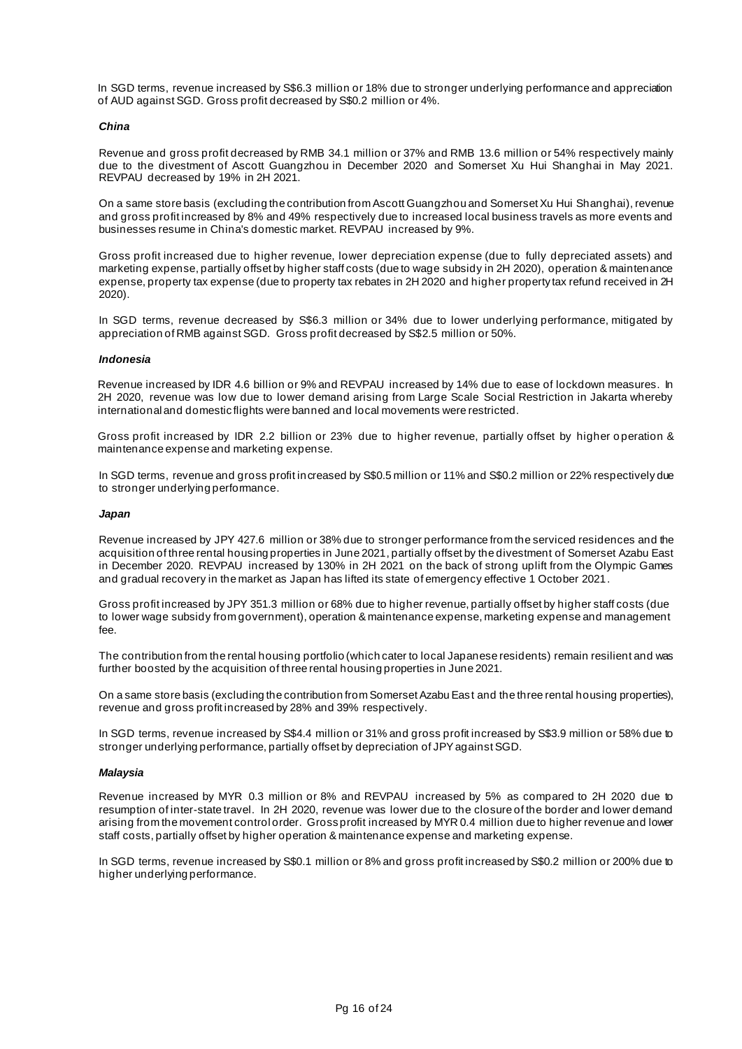In SGD terms, revenue increased by S$6.3 million or 18% due to stronger underlying performance and appreciation of AUD against SGD. Gross profit decreased by S$0.2 million or 4%.

***China***

Revenue and gross profit decreased by RMB 34.1 million or 37% and RMB 13.6 million or 54% respectively mainly due to the divestment of Ascott Guangzhou in December 2020 and Somerset Xu Hui Shanghai in May 2021. REVPAU decreased by 19% in 2H 2021.

On a same store basis (excluding the contribution from Ascott Guangzhou and Somerset Xu Hui Shanghai), revenue and gross profit increased by 8% and 49% respectively due to increased local business travels as more events and businesses resume in China's domestic market. REVPAU increased by 9%.

Gross profit increased due to higher revenue, lower depreciation expense (due to fully depreciated assets) and marketing expense, partially offset by higher staff costs (due to wage subsidy in 2H 2020), operation & maintenance expense, property tax expense (due to property tax rebates in 2H 2020 and higher property tax refund received in 2H 2020).

In SGD terms, revenue decreased by S$6.3 million or 34% due to lower underlying performance, mitigated by appreciation of RMB against SGD. Gross profit decreased by S$2.5 million or 50%.

***Indonesia***

Revenue increased by IDR 4.6 billion or 9% and REVPAU increased by 14% due to ease of lockdown measures. In 2H 2020, revenue was low due to lower demand arising from Large Scale Social Restriction in Jakarta whereby international and domestic flights were banned and local movements were restricted.

Gross profit increased by IDR 2.2 billion or 23% due to higher revenue, partially offset by higher operation & maintenance expense and marketing expense.

In SGD terms, revenue and gross profit increased by S$0.5 million or 11% and S$0.2 million or 22% respectively due to stronger underlying performance.

***Japan***

Revenue increased by JPY 427.6 million or 38% due to stronger performance from the serviced residences and the acquisition of three rental housing properties in June 2021, partially offset by the divestment of Somerset Azabu East in December 2020. REVPAU increased by 130% in 2H 2021 on the back of strong uplift from the Olympic Games and gradual recovery in the market as Japan has lifted its state of emergency effective 1 October 2021.

Gross profit increased by JPY 351.3 million or 68% due to higher revenue, partially offset by higher staff costs (due to lower wage subsidy from government), operation & maintenance expense, marketing expense and management fee.

The contribution from the rental housing portfolio (which cater to local Japanese residents) remain resilient and was further boosted by the acquisition of three rental housing properties in June 2021.

On a same store basis (excluding the contribution from Somerset Azabu East and the three rental housing properties), revenue and gross profit increased by 28% and 39% respectively.

In SGD terms, revenue increased by S$4.4 million or 31% and gross profit increased by S$3.9 million or 58% due to stronger underlying performance, partially offset by depreciation of JPY against SGD.

***Malaysia***

Revenue increased by MYR 0.3 million or 8% and REVPAU increased by 5% as compared to 2H 2020 due to resumption of inter-state travel. In 2H 2020, revenue was lower due to the closure of the border and lower demand arising from the movement control order. Gross profit increased by MYR 0.4 million due to higher revenue and lower staff costs, partially offset by higher operation & maintenance expense and marketing expense.

In SGD terms, revenue increased by S$0.1 million or 8% and gross profit increased by S$0.2 million or 200% due to higher underlying performance.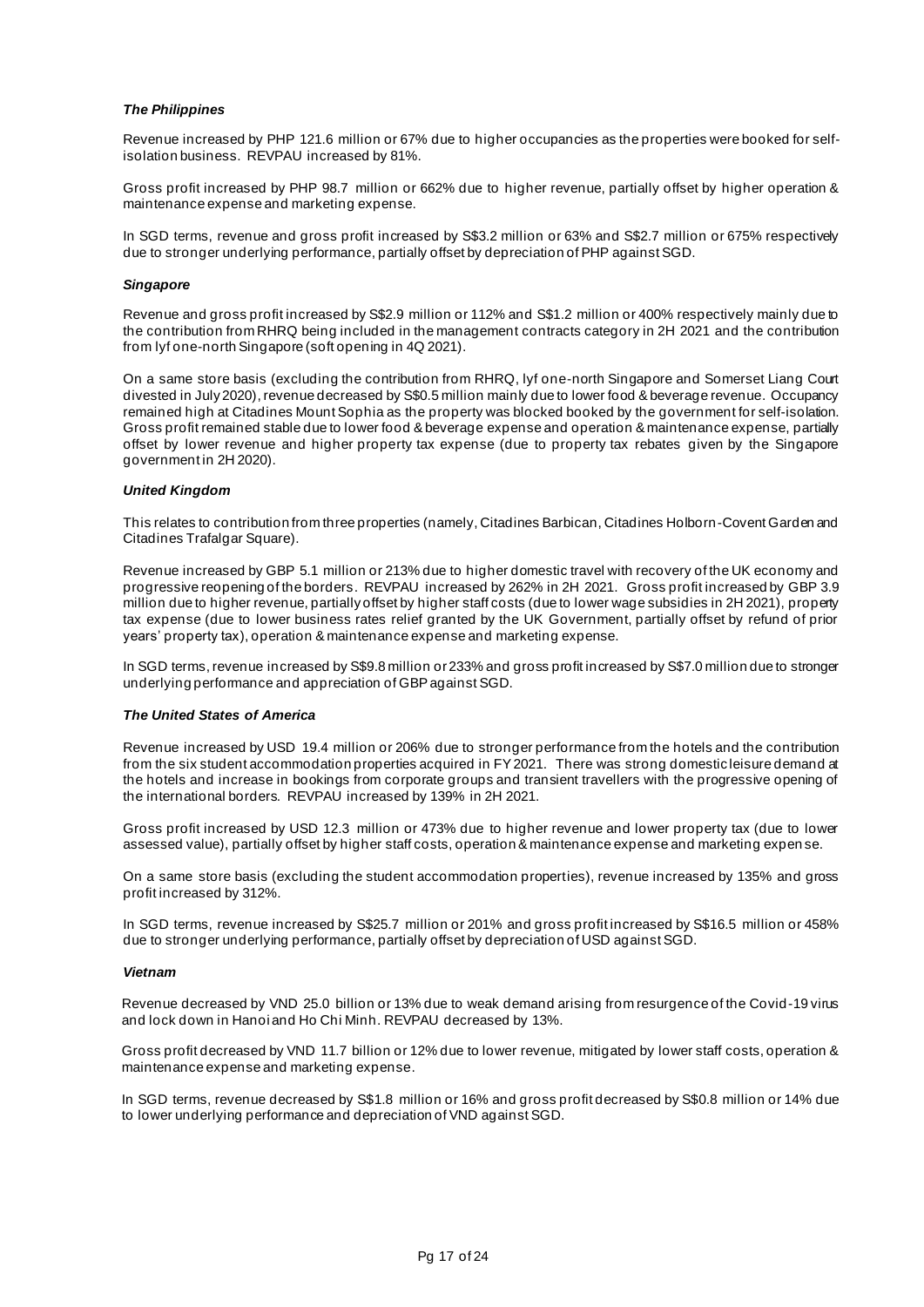### *The Philippines*

Revenue increased by PHP 121.6 million or 67% due to higher occupancies as the properties were booked for self-isolation business. REVPAU increased by 81%.

Gross profit increased by PHP 98.7 million or 662% due to higher revenue, partially offset by higher operation & maintenance expense and marketing expense.

In SGD terms, revenue and gross profit increased by S$3.2 million or 63% and S$2.7 million or 675% respectively due to stronger underlying performance, partially offset by depreciation of PHP against SGD.

### *Singapore*

Revenue and gross profit increased by S$2.9 million or 112% and S$1.2 million or 400% respectively mainly due to the contribution from RHRQ being included in the management contracts category in 2H 2021 and the contribution from lyf one-north Singapore (soft opening in 4Q 2021).

On a same store basis (excluding the contribution from RHRQ, lyf one-north Singapore and Somerset Liang Court divested in July 2020), revenue decreased by S$0.5 million mainly due to lower food & beverage revenue. Occupancy remained high at Citadines Mount Sophia as the property was blocked booked by the government for self-isolation. Gross profit remained stable due to lower food & beverage expense and operation & maintenance expense, partially offset by lower revenue and higher property tax expense (due to property tax rebates given by the Singapore government in 2H 2020).

### *United Kingdom*

This relates to contribution from three properties (namely, Citadines Barbican, Citadines Holborn-Covent Garden and Citadines Trafalgar Square).

Revenue increased by GBP 5.1 million or 213% due to higher domestic travel with recovery of the UK economy and progressive reopening of the borders. REVPAU increased by 262% in 2H 2021. Gross profit increased by GBP 3.9 million due to higher revenue, partially offset by higher staff costs (due to lower wage subsidies in 2H 2021), property tax expense (due to lower business rates relief granted by the UK Government, partially offset by refund of prior years' property tax), operation & maintenance expense and marketing expense.

In SGD terms, revenue increased by S$9.8 million or 233% and gross profit increased by S$7.0 million due to stronger underlying performance and appreciation of GBP against SGD.

### *The United States of America*

Revenue increased by USD 19.4 million or 206% due to stronger performance from the hotels and the contribution from the six student accommodation properties acquired in FY 2021. There was strong domestic leisure demand at the hotels and increase in bookings from corporate groups and transient travellers with the progressive opening of the international borders. REVPAU increased by 139% in 2H 2021.

Gross profit increased by USD 12.3 million or 473% due to higher revenue and lower property tax (due to lower assessed value), partially offset by higher staff costs, operation & maintenance expense and marketing expense.

On a same store basis (excluding the student accommodation properties), revenue increased by 135% and gross profit increased by 312%.

In SGD terms, revenue increased by S$25.7 million or 201% and gross profit increased by S$16.5 million or 458% due to stronger underlying performance, partially offset by depreciation of USD against SGD.

### *Vietnam*

Revenue decreased by VND 25.0 billion or 13% due to weak demand arising from resurgence of the Covid-19 virus and lock down in Hanoi and Ho Chi Minh. REVPAU decreased by 13%.

Gross profit decreased by VND 11.7 billion or 12% due to lower revenue, mitigated by lower staff costs, operation & maintenance expense and marketing expense.

In SGD terms, revenue decreased by S$1.8 million or 16% and gross profit decreased by S$0.8 million or 14% due to lower underlying performance and depreciation of VND against SGD.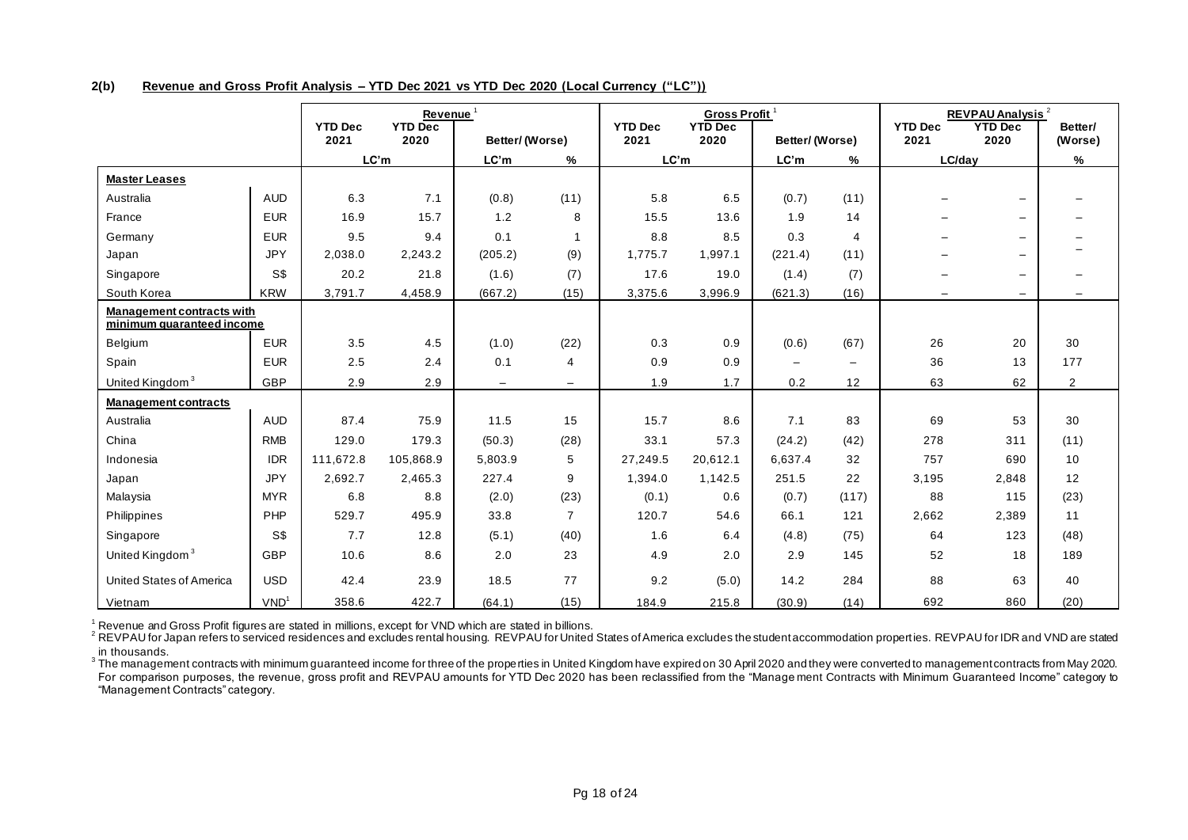**2(b) Revenue and Gross Profit Analysis – YTD Dec 2021 vs YTD Dec 2020 (Local Currency ("LC"))**

| | | Revenue [1] | | | | Gross Profit [1] | | | | REVPAU Analysis [2] | | |
|---|---|---|---|---|---|---|---|---|---|---|---|---|
| | | YTD Dec 2021 | YTD Dec 2020 | Better/ (Worse) | | YTD Dec 2021 | YTD Dec 2020 | Better/ (Worse) | | YTD Dec 2021 | YTD Dec 2020 | Better/ (Worse) |
| | | LC'm | | LC'm | % | LC'm | | LC'm | % | LC/day | | % |
| **Master Leases** | | | | | | | | | | | | |
| Australia | AUD | 6.3 | 7.1 | (0.8) | (11) | 5.8 | 6.5 | (0.7) | (11) | – | – | – |
| France | EUR | 16.9 | 15.7 | 1.2 | 8 | 15.5 | 13.6 | 1.9 | 14 | – | – | – |
| Germany | EUR | 9.5 | 9.4 | 0.1 | 1 | 8.8 | 8.5 | 0.3 | 4 | – | – | – |
| Japan | JPY | 2,038.0 | 2,243.2 | (205.2) | (9) | 1,775.7 | 1,997.1 | (221.4) | (11) | – | – | – |
| Singapore | S$ | 20.2 | 21.8 | (1.6) | (7) | 17.6 | 19.0 | (1.4) | (7) | – | – | – |
| South Korea | KRW | 3,791.7 | 4,458.9 | (667.2) | (15) | 3,375.6 | 3,996.9 | (621.3) | (16) | – | – | – |
| **Management contracts with minimum guaranteed income** | | | | | | | | | | | | |
| Belgium | EUR | 3.5 | 4.5 | (1.0) | (22) | 0.3 | 0.9 | (0.6) | (67) | 26 | 20 | 30 |
| Spain | EUR | 2.5 | 2.4 | 0.1 | 4 | 0.9 | 0.9 | – | – | 36 | 13 | 177 |
| United Kingdom [3] | GBP | 2.9 | 2.9 | – | – | 1.9 | 1.7 | 0.2 | 12 | 63 | 62 | 2 |
| **Management contracts** | | | | | | | | | | | | |
| Australia | AUD | 87.4 | 75.9 | 11.5 | 15 | 15.7 | 8.6 | 7.1 | 83 | 69 | 53 | 30 |
| China | RMB | 129.0 | 179.3 | (50.3) | (28) | 33.1 | 57.3 | (24.2) | (42) | 278 | 311 | (11) |
| Indonesia | IDR | 111,672.8 | 105,868.9 | 5,803.9 | 5 | 27,249.5 | 20,612.1 | 6,637.4 | 32 | 757 | 690 | 10 |
| Japan | JPY | 2,692.7 | 2,465.3 | 227.4 | 9 | 1,394.0 | 1,142.5 | 251.5 | 22 | 3,195 | 2,848 | 12 |
| Malaysia | MYR | 6.8 | 8.8 | (2.0) | (23) | (0.1) | 0.6 | (0.7) | (117) | 88 | 115 | (23) |
| Philippines | PHP | 529.7 | 495.9 | 33.8 | 7 | 120.7 | 54.6 | 66.1 | 121 | 2,662 | 2,389 | 11 |
| Singapore | S$ | 7.7 | 12.8 | (5.1) | (40) | 1.6 | 6.4 | (4.8) | (75) | 64 | 123 | (48) |
| United Kingdom [3] | GBP | 10.6 | 8.6 | 2.0 | 23 | 4.9 | 2.0 | 2.9 | 145 | 52 | 18 | 189 |
| United States of America | USD | 42.4 | 23.9 | 18.5 | 77 | 9.2 | (5.0) | 14.2 | 284 | 88 | 63 | 40 |
| Vietnam | VND[1] | 358.6 | 422.7 | (64.1) | (15) | 184.9 | 215.8 | (30.9) | (14) | 692 | 860 | (20) |

[1] Revenue and Gross Profit figures are stated in millions, except for VND which are stated in billions.

[2] REVPAU for Japan refers to serviced residences and excludes rental housing. REVPAU for United States of America excludes the student accommodation properties. REVPAU for IDR and VND are stated in thousands.

[3] The management contracts with minimum guaranteed income for three of the properties in United Kingdom have expired on 30 April 2020 and they were converted to management contracts from May 2020. For comparison purposes, the revenue, gross profit and REVPAU amounts for YTD Dec 2020 has been reclassified from the "Management Contracts with Minimum Guaranteed Income" category to "Management Contracts" category.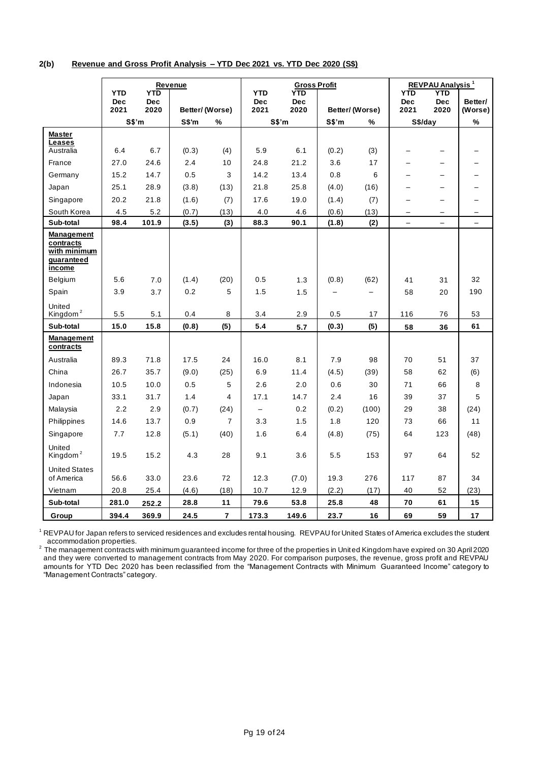## 2(b) Revenue and Gross Profit Analysis – YTD Dec 2021 vs. YTD Dec 2020 (S$)

| | Revenue | | | | Gross Profit | | | | REVPAU Analysis [1] | | |
|---|---|---|---|---|---|---|---|---|---|---|---|
| | YTD Dec 2021 | YTD Dec 2020 | Better/ (Worse) | | YTD Dec 2021 | YTD Dec 2020 | Better/ (Worse) | | YTD Dec 2021 | YTD Dec 2020 | Better/ (Worse) |
| | S$'m | | S$'m | % | S$'m | | S$'m | % | S$/day | | % |
| **Master Leases** | | | | | | | | | | | |
| Australia | 6.4 | 6.7 | (0.3) | (4) | 5.9 | 6.1 | (0.2) | (3) | – | – | – |
| France | 27.0 | 24.6 | 2.4 | 10 | 24.8 | 21.2 | 3.6 | 17 | – | – | – |
| Germany | 15.2 | 14.7 | 0.5 | 3 | 14.2 | 13.4 | 0.8 | 6 | – | – | – |
| Japan | 25.1 | 28.9 | (3.8) | (13) | 21.8 | 25.8 | (4.0) | (16) | – | – | – |
| Singapore | 20.2 | 21.8 | (1.6) | (7) | 17.6 | 19.0 | (1.4) | (7) | – | – | – |
| South Korea | 4.5 | 5.2 | (0.7) | (13) | 4.0 | 4.6 | (0.6) | (13) | – | – | – |
| **Sub-total** | **98.4** | **101.9** | **(3.5)** | **(3)** | **88.3** | **90.1** | **(1.8)** | **(2)** | **–** | **–** | **–** |
| **Management contracts with minimum guaranteed income** | | | | | | | | | | | |
| Belgium | 5.6 | 7.0 | (1.4) | (20) | 0.5 | 1.3 | (0.8) | (62) | 41 | 31 | 32 |
| Spain | 3.9 | 3.7 | 0.2 | 5 | 1.5 | 1.5 | – | – | 58 | 20 | 190 |
| United Kingdom [2] | 5.5 | 5.1 | 0.4 | 8 | 3.4 | 2.9 | 0.5 | 17 | 116 | 76 | 53 |
| **Sub-total** | **15.0** | **15.8** | **(0.8)** | **(5)** | **5.4** | **5.7** | **(0.3)** | **(5)** | **58** | **36** | **61** |
| **Management contracts** | | | | | | | | | | | |
| Australia | 89.3 | 71.8 | 17.5 | 24 | 16.0 | 8.1 | 7.9 | 98 | 70 | 51 | 37 |
| China | 26.7 | 35.7 | (9.0) | (25) | 6.9 | 11.4 | (4.5) | (39) | 58 | 62 | (6) |
| Indonesia | 10.5 | 10.0 | 0.5 | 5 | 2.6 | 2.0 | 0.6 | 30 | 71 | 66 | 8 |
| Japan | 33.1 | 31.7 | 1.4 | 4 | 17.1 | 14.7 | 2.4 | 16 | 39 | 37 | 5 |
| Malaysia | 2.2 | 2.9 | (0.7) | (24) | – | 0.2 | (0.2) | (100) | 29 | 38 | (24) |
| Philippines | 14.6 | 13.7 | 0.9 | 7 | 3.3 | 1.5 | 1.8 | 120 | 73 | 66 | 11 |
| Singapore | 7.7 | 12.8 | (5.1) | (40) | 1.6 | 6.4 | (4.8) | (75) | 64 | 123 | (48) |
| United Kingdom [2] | 19.5 | 15.2 | 4.3 | 28 | 9.1 | 3.6 | 5.5 | 153 | 97 | 64 | 52 |
| United States of America | 56.6 | 33.0 | 23.6 | 72 | 12.3 | (7.0) | 19.3 | 276 | 117 | 87 | 34 |
| Vietnam | 20.8 | 25.4 | (4.6) | (18) | 10.7 | 12.9 | (2.2) | (17) | 40 | 52 | (23) |
| **Sub-total** | **281.0** | **252.2** | **28.8** | **11** | **79.6** | **53.8** | **25.8** | **48** | **70** | **61** | **15** |
| **Group** | **394.4** | **369.9** | **24.5** | **7** | **173.3** | **149.6** | **23.7** | **16** | **69** | **59** | **17** |

[1] REVPAU for Japan refers to serviced residences and excludes rental housing. REVPAU for United States of America excludes the student accommodation properties.

[2] The management contracts with minimum guaranteed income for three of the properties in United Kingdom have expired on 30 April 2020 and they were converted to management contracts from May 2020. For comparison purposes, the revenue, gross profit and REVPAU amounts for YTD Dec 2020 has been reclassified from the "Management Contracts with Minimum Guaranteed Income" category to "Management Contracts" category.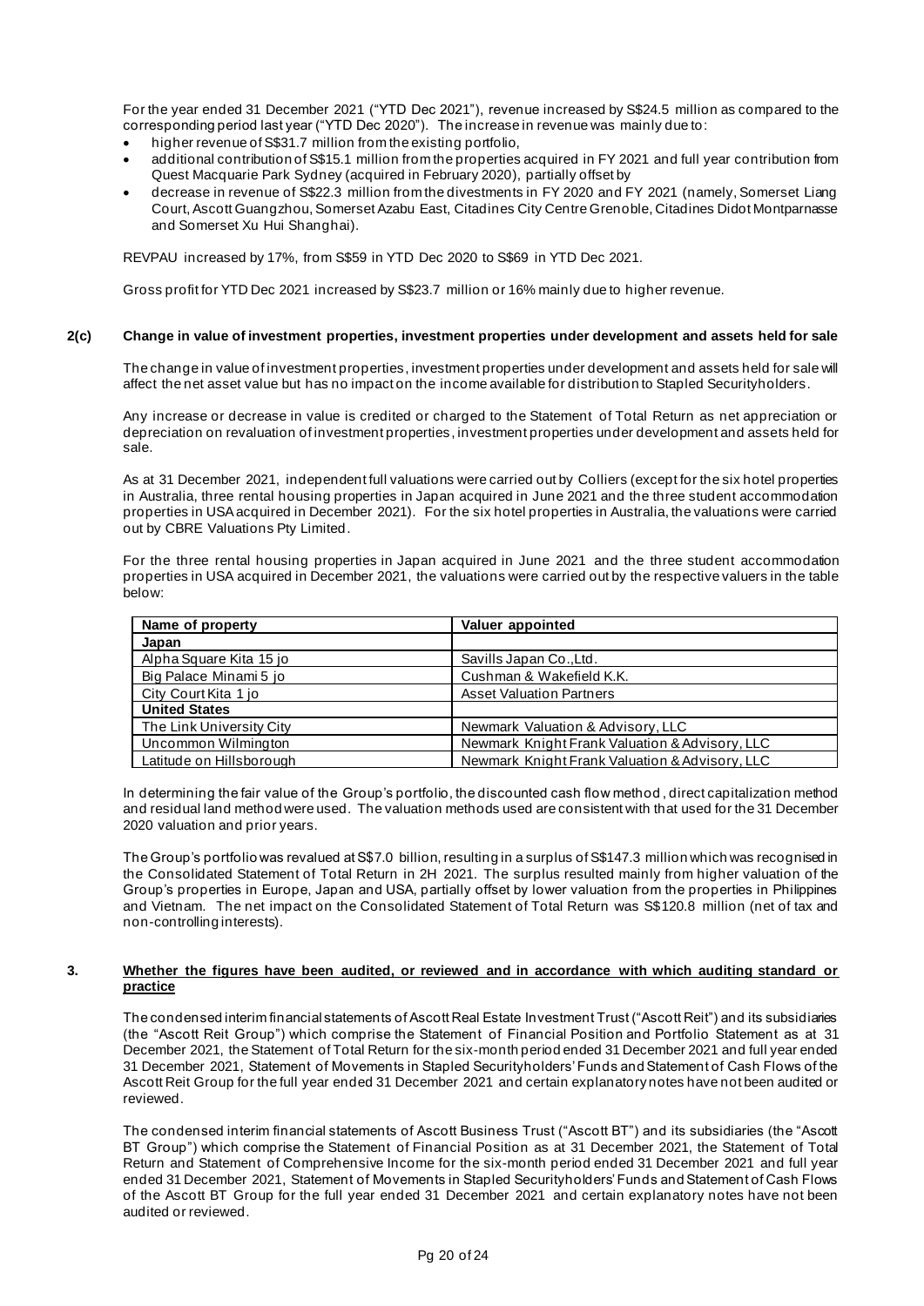For the year ended 31 December 2021 ("YTD Dec 2021"), revenue increased by S$24.5 million as compared to the corresponding period last year ("YTD Dec 2020"). The increase in revenue was mainly due to:

- higher revenue of S$31.7 million from the existing portfolio,
- additional contribution of S$15.1 million from the properties acquired in FY 2021 and full year contribution from Quest Macquarie Park Sydney (acquired in February 2020), partially offset by
- decrease in revenue of S$22.3 million from the divestments in FY 2020 and FY 2021 (namely, Somerset Liang Court, Ascott Guangzhou, Somerset Azabu East, Citadines City Centre Grenoble, Citadines Didot Montparnasse and Somerset Xu Hui Shanghai).

REVPAU increased by 17%, from S$59 in YTD Dec 2020 to S$69 in YTD Dec 2021.

Gross profit for YTD Dec 2021 increased by S$23.7 million or 16% mainly due to higher revenue.

### 2(c) Change in value of investment properties, investment properties under development and assets held for sale

The change in value of investment properties, investment properties under development and assets held for sale will affect the net asset value but has no impact on the income available for distribution to Stapled Securityholders.

Any increase or decrease in value is credited or charged to the Statement of Total Return as net appreciation or depreciation on revaluation of investment properties, investment properties under development and assets held for sale.

As at 31 December 2021, independent full valuations were carried out by Colliers (except for the six hotel properties in Australia, three rental housing properties in Japan acquired in June 2021 and the three student accommodation properties in USA acquired in December 2021). For the six hotel properties in Australia, the valuations were carried out by CBRE Valuations Pty Limited.

For the three rental housing properties in Japan acquired in June 2021 and the three student accommodation properties in USA acquired in December 2021, the valuations were carried out by the respective valuers in the table below:

| Name of property | Valuer appointed |
|---|---|
| **Japan** | |
| Alpha Square Kita 15 jo | Savills Japan Co.,Ltd. |
| Big Palace Minami 5 jo | Cushman & Wakefield K.K. |
| City Court Kita 1 jo | Asset Valuation Partners |
| **United States** | |
| The Link University City | Newmark Valuation & Advisory, LLC |
| Uncommon Wilmington | Newmark Knight Frank Valuation & Advisory, LLC |
| Latitude on Hillsborough | Newmark Knight Frank Valuation & Advisory, LLC |

In determining the fair value of the Group's portfolio, the discounted cash flow method, direct capitalization method and residual land method were used. The valuation methods used are consistent with that used for the 31 December 2020 valuation and prior years.

The Group's portfolio was revalued at S$7.0 billion, resulting in a surplus of S$147.3 million which was recognised in the Consolidated Statement of Total Return in 2H 2021. The surplus resulted mainly from higher valuation of the Group's properties in Europe, Japan and USA, partially offset by lower valuation from the properties in Philippines and Vietnam. The net impact on the Consolidated Statement of Total Return was S$120.8 million (net of tax and non-controlling interests).

### 3. Whether the figures have been audited, or reviewed and in accordance with which auditing standard or practice

The condensed interim financial statements of Ascott Real Estate Investment Trust ("Ascott Reit") and its subsidiaries (the "Ascott Reit Group") which comprise the Statement of Financial Position and Portfolio Statement as at 31 December 2021, the Statement of Total Return for the six-month period ended 31 December 2021 and full year ended 31 December 2021, Statement of Movements in Stapled Securityholders' Funds and Statement of Cash Flows of the Ascott Reit Group for the full year ended 31 December 2021 and certain explanatory notes have not been audited or reviewed.

The condensed interim financial statements of Ascott Business Trust ("Ascott BT") and its subsidiaries (the "Ascott BT Group") which comprise the Statement of Financial Position as at 31 December 2021, the Statement of Total Return and Statement of Comprehensive Income for the six-month period ended 31 December 2021 and full year ended 31 December 2021, Statement of Movements in Stapled Securityholders' Funds and Statement of Cash Flows of the Ascott BT Group for the full year ended 31 December 2021 and certain explanatory notes have not been audited or reviewed.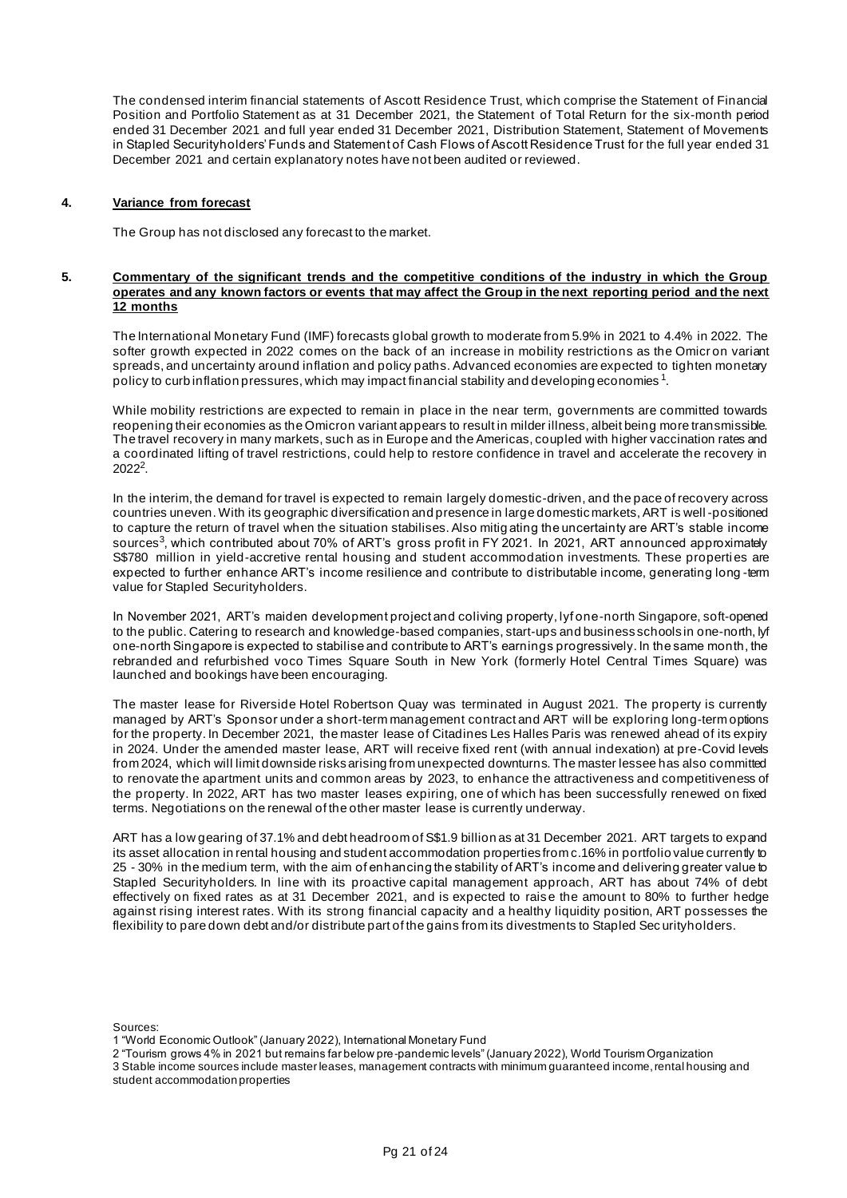The condensed interim financial statements of Ascott Residence Trust, which comprise the Statement of Financial Position and Portfolio Statement as at 31 December 2021, the Statement of Total Return for the six-month period ended 31 December 2021 and full year ended 31 December 2021, Distribution Statement, Statement of Movements in Stapled Securityholders' Funds and Statement of Cash Flows of Ascott Residence Trust for the full year ended 31 December 2021 and certain explanatory notes have not been audited or reviewed.

## 4. Variance from forecast

The Group has not disclosed any forecast to the market.

## 5. Commentary of the significant trends and the competitive conditions of the industry in which the Group operates and any known factors or events that may affect the Group in the next reporting period and the next 12 months

The International Monetary Fund (IMF) forecasts global growth to moderate from 5.9% in 2021 to 4.4% in 2022. The softer growth expected in 2022 comes on the back of an increase in mobility restrictions as the Omicron variant spreads, and uncertainty around inflation and policy paths. Advanced economies are expected to tighten monetary policy to curb inflation pressures, which may impact financial stability and developing economies[1].

While mobility restrictions are expected to remain in place in the near term, governments are committed towards reopening their economies as the Omicron variant appears to result in milder illness, albeit being more transmissible. The travel recovery in many markets, such as in Europe and the Americas, coupled with higher vaccination rates and a coordinated lifting of travel restrictions, could help to restore confidence in travel and accelerate the recovery in 2022[2].

In the interim, the demand for travel is expected to remain largely domestic-driven, and the pace of recovery across countries uneven. With its geographic diversification and presence in large domestic markets, ART is well-positioned to capture the return of travel when the situation stabilises. Also mitigating the uncertainty are ART's stable income sources[3], which contributed about 70% of ART's gross profit in FY 2021. In 2021, ART announced approximately S$780 million in yield-accretive rental housing and student accommodation investments. These properties are expected to further enhance ART's income resilience and contribute to distributable income, generating long-term value for Stapled Securityholders.

In November 2021, ART's maiden development project and coliving property, lyf one-north Singapore, soft-opened to the public. Catering to research and knowledge-based companies, start-ups and business schools in one-north, lyf one-north Singapore is expected to stabilise and contribute to ART's earnings progressively. In the same month, the rebranded and refurbished voco Times Square South in New York (formerly Hotel Central Times Square) was launched and bookings have been encouraging.

The master lease for Riverside Hotel Robertson Quay was terminated in August 2021. The property is currently managed by ART's Sponsor under a short-term management contract and ART will be exploring long-term options for the property. In December 2021, the master lease of Citadines Les Halles Paris was renewed ahead of its expiry in 2024. Under the amended master lease, ART will receive fixed rent (with annual indexation) at pre-Covid levels from 2024, which will limit downside risks arising from unexpected downturns. The master lessee has also committed to renovate the apartment units and common areas by 2023, to enhance the attractiveness and competitiveness of the property. In 2022, ART has two master leases expiring, one of which has been successfully renewed on fixed terms. Negotiations on the renewal of the other master lease is currently underway.

ART has a low gearing of 37.1% and debt headroom of S$1.9 billion as at 31 December 2021. ART targets to expand its asset allocation in rental housing and student accommodation properties from c.16% in portfolio value currently to 25 - 30% in the medium term, with the aim of enhancing the stability of ART's income and delivering greater value to Stapled Securityholders. In line with its proactive capital management approach, ART has about 74% of debt effectively on fixed rates as at 31 December 2021, and is expected to raise the amount to 80% to further hedge against rising interest rates. With its strong financial capacity and a healthy liquidity position, ART possesses the flexibility to pare down debt and/or distribute part of the gains from its divestments to Stapled Securityholders.

Sources:

1 "World Economic Outlook" (January 2022), International Monetary Fund

2 "Tourism grows 4% in 2021 but remains far below pre-pandemic levels" (January 2022), World Tourism Organization

3 Stable income sources include master leases, management contracts with minimum guaranteed income, rental housing and student accommodation properties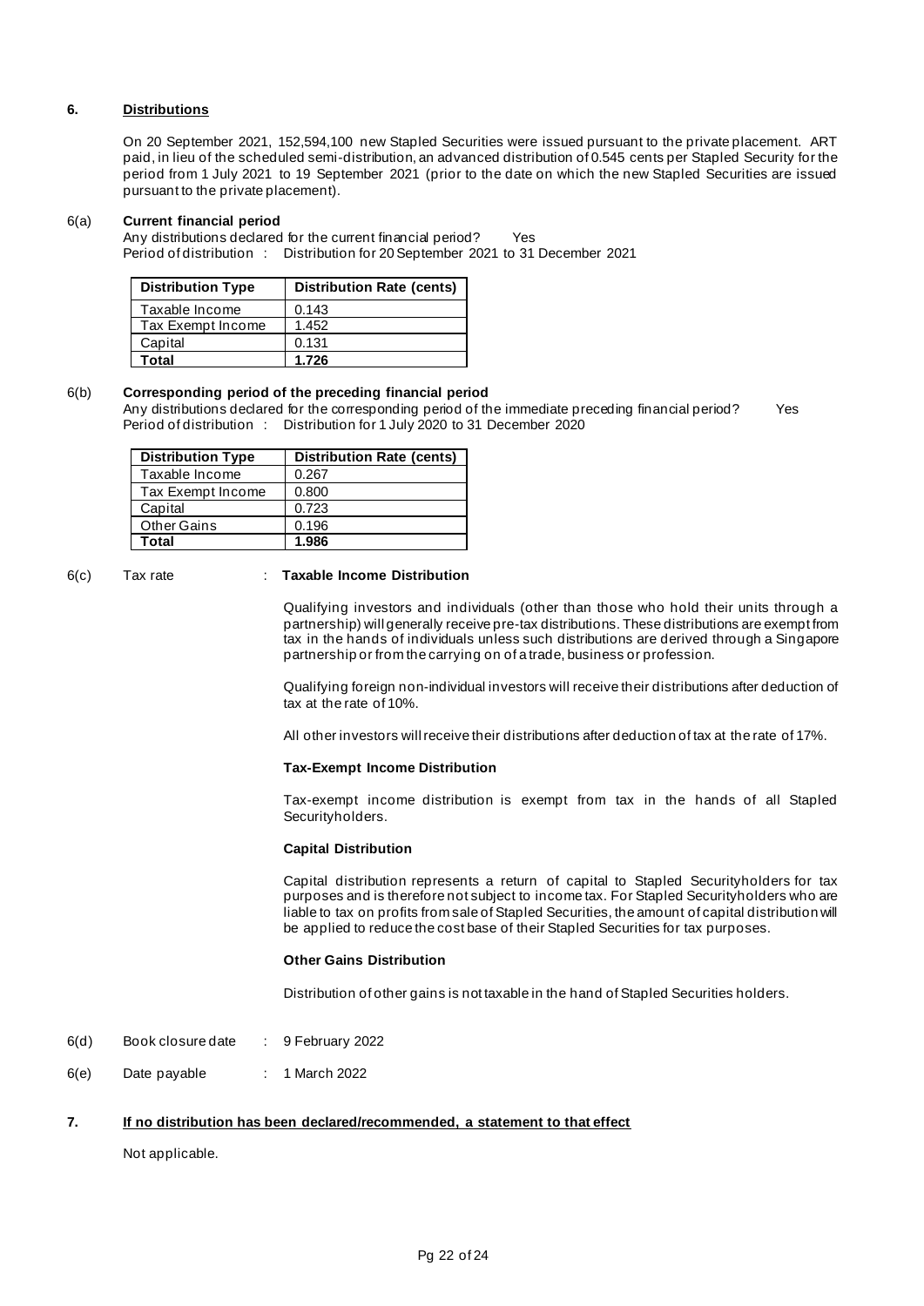## 6. Distributions

On 20 September 2021, 152,594,100 new Stapled Securities were issued pursuant to the private placement. ART paid, in lieu of the scheduled semi-distribution, an advanced distribution of 0.545 cents per Stapled Security for the period from 1 July 2021 to 19 September 2021 (prior to the date on which the new Stapled Securities are issued pursuant to the private placement).

### 6(a) Current financial period

Any distributions declared for the current financial period? Yes

Period of distribution : Distribution for 20 September 2021 to 31 December 2021

| Distribution Type | Distribution Rate (cents) |
|---|---|
| Taxable Income | 0.143 |
| Tax Exempt Income | 1.452 |
| Capital | 0.131 |
| **Total** | **1.726** |

### 6(b) Corresponding period of the preceding financial period

Any distributions declared for the corresponding period of the immediate preceding financial period? Yes

Period of distribution : Distribution for 1 July 2020 to 31 December 2020

| Distribution Type | Distribution Rate (cents) |
|---|---|
| Taxable Income | 0.267 |
| Tax Exempt Income | 0.800 |
| Capital | 0.723 |
| Other Gains | 0.196 |
| **Total** | **1.986** |

6(c) Tax rate : **Taxable Income Distribution**

Qualifying investors and individuals (other than those who hold their units through a partnership) will generally receive pre-tax distributions. These distributions are exempt from tax in the hands of individuals unless such distributions are derived through a Singapore partnership or from the carrying on of a trade, business or profession.

Qualifying foreign non-individual investors will receive their distributions after deduction of tax at the rate of 10%.

All other investors will receive their distributions after deduction of tax at the rate of 17%.

**Tax-Exempt Income Distribution**

Tax-exempt income distribution is exempt from tax in the hands of all Stapled Securityholders.

**Capital Distribution**

Capital distribution represents a return of capital to Stapled Securityholders for tax purposes and is therefore not subject to income tax. For Stapled Securityholders who are liable to tax on profits from sale of Stapled Securities, the amount of capital distribution will be applied to reduce the cost base of their Stapled Securities for tax purposes.

**Other Gains Distribution**

Distribution of other gains is not taxable in the hand of Stapled Securities holders.

6(d) Book closure date : 9 February 2022

6(e) Date payable : 1 March 2022

## 7. If no distribution has been declared/recommended, a statement to that effect

Not applicable.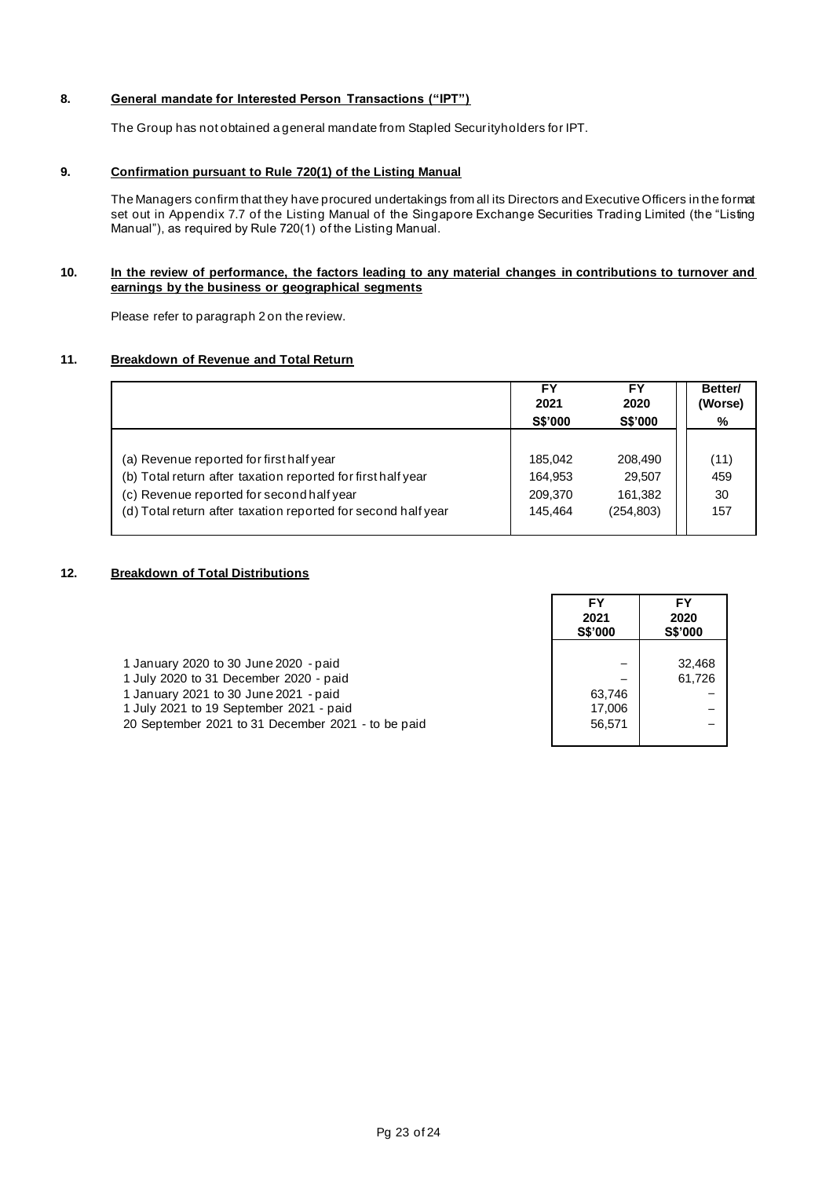## 8. General mandate for Interested Person Transactions ("IPT")

The Group has not obtained a general mandate from Stapled Securityholders for IPT.

## 9. Confirmation pursuant to Rule 720(1) of the Listing Manual

The Managers confirm that they have procured undertakings from all its Directors and Executive Officers in the format set out in Appendix 7.7 of the Listing Manual of the Singapore Exchange Securities Trading Limited (the "Listing Manual"), as required by Rule 720(1) of the Listing Manual.

## 10. In the review of performance, the factors leading to any material changes in contributions to turnover and earnings by the business or geographical segments

Please refer to paragraph 2 on the review.

## 11. Breakdown of Revenue and Total Return

| | FY 2021 S$'000 | FY 2020 S$'000 | Better/ (Worse) % |
|---|---|---|---|
| (a) Revenue reported for first half year | 185,042 | 208,490 | (11) |
| (b) Total return after taxation reported for first half year | 164,953 | 29,507 | 459 |
| (c) Revenue reported for second half year | 209,370 | 161,382 | 30 |
| (d) Total return after taxation reported for second half year | 145,464 | (254,803) | 157 |

## 12. Breakdown of Total Distributions

| | FY 2021 S$'000 | FY 2020 S$'000 |
|---|---|---|
| 1 January 2020 to 30 June 2020 - paid | – | 32,468 |
| 1 July 2020 to 31 December 2020 - paid | – | 61,726 |
| 1 January 2021 to 30 June 2021 - paid | 63,746 | – |
| 1 July 2021 to 19 September 2021 - paid | 17,006 | – |
| 20 September 2021 to 31 December 2021 - to be paid | 56,571 | – |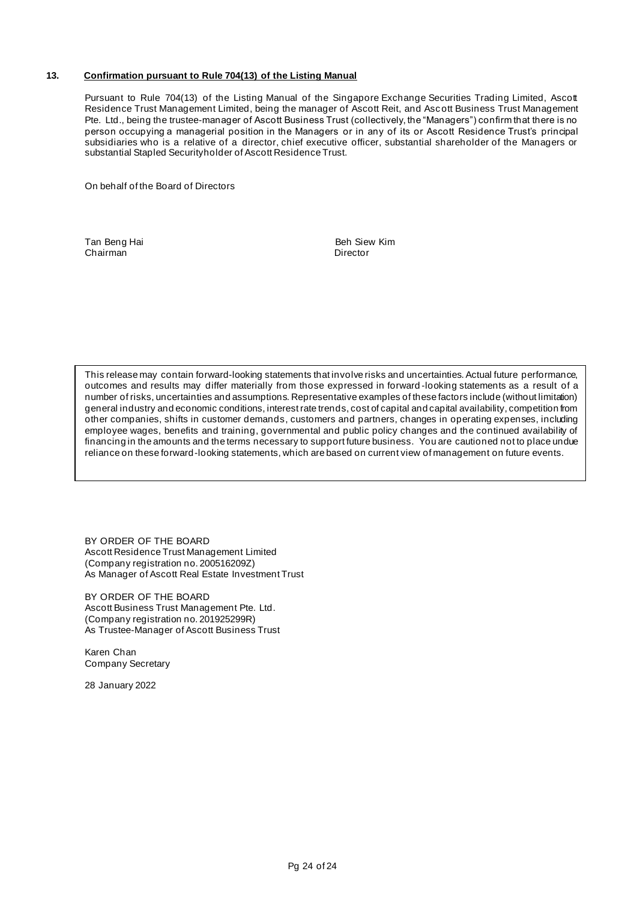## 13. Confirmation pursuant to Rule 704(13) of the Listing Manual

Pursuant to Rule 704(13) of the Listing Manual of the Singapore Exchange Securities Trading Limited, Ascott Residence Trust Management Limited, being the manager of Ascott Reit, and Ascott Business Trust Management Pte. Ltd., being the trustee-manager of Ascott Business Trust (collectively, the "Managers") confirm that there is no person occupying a managerial position in the Managers or in any of its or Ascott Residence Trust's principal subsidiaries who is a relative of a director, chief executive officer, substantial shareholder of the Managers or substantial Stapled Securityholder of Ascott Residence Trust.

On behalf of the Board of Directors

Tan Beng Hai
Chairman

Beh Siew Kim
Director

This release may contain forward-looking statements that involve risks and uncertainties. Actual future performance, outcomes and results may differ materially from those expressed in forward-looking statements as a result of a number of risks, uncertainties and assumptions. Representative examples of these factors include (without limitation) general industry and economic conditions, interest rate trends, cost of capital and capital availability, competition from other companies, shifts in customer demands, customers and partners, changes in operating expenses, including employee wages, benefits and training, governmental and public policy changes and the continued availability of financing in the amounts and the terms necessary to support future business. You are cautioned not to place undue reliance on these forward-looking statements, which are based on current view of management on future events.

BY ORDER OF THE BOARD
Ascott Residence Trust Management Limited
(Company registration no. 200516209Z)
As Manager of Ascott Real Estate Investment Trust

BY ORDER OF THE BOARD
Ascott Business Trust Management Pte. Ltd.
(Company registration no. 201925299R)
As Trustee-Manager of Ascott Business Trust

Karen Chan
Company Secretary

28 January 2022